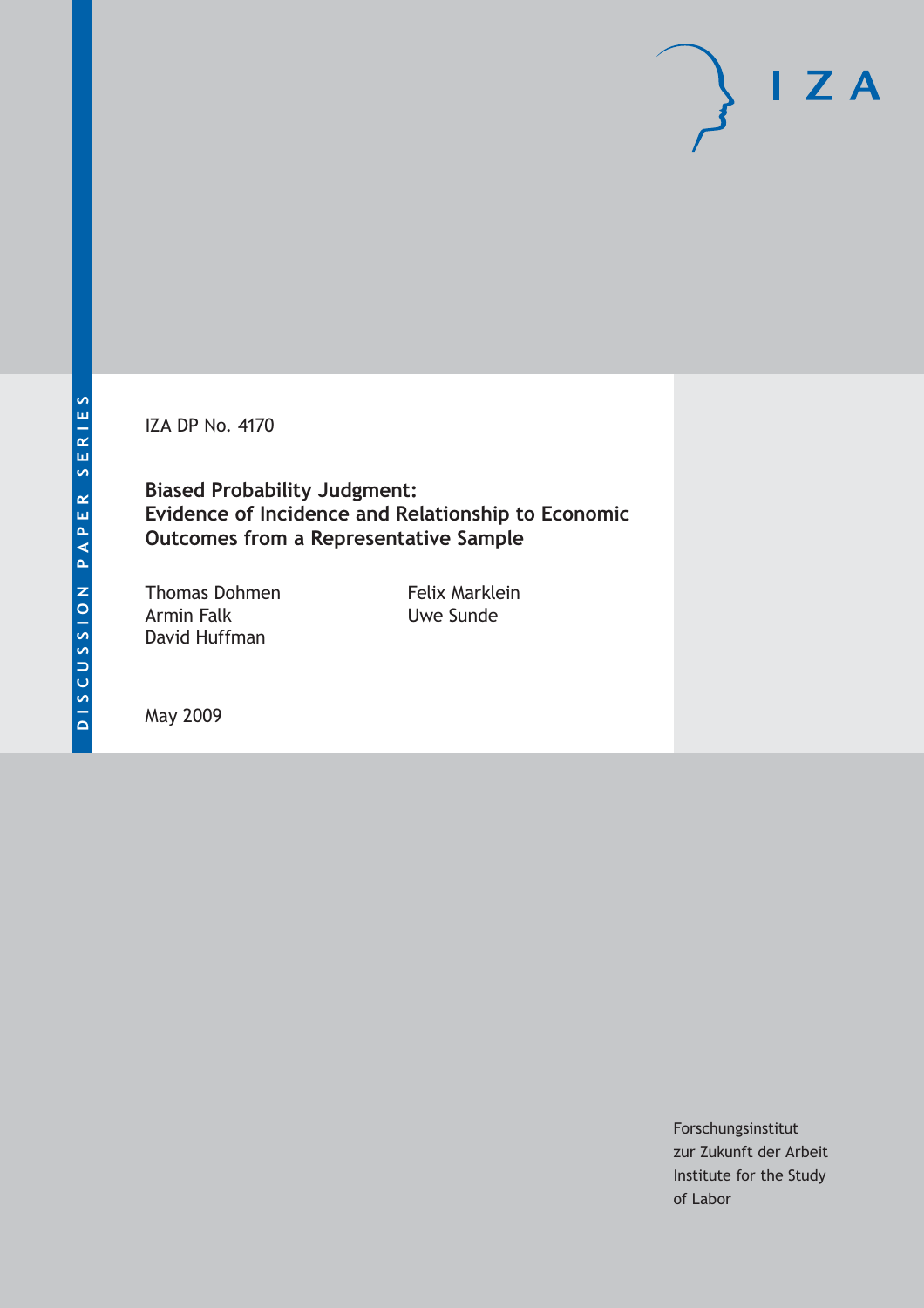IZA

DISCUSSION PAPER SERIES

IZA DP No. 4170

# Biased Probability Judgment: Evidence of Incidence and Relationship to Economic Outcomes from a Representative Sample

Thomas Dohmen
Armin Falk
David Huffman
Felix Marklein
Uwe Sunde

May 2009

Forschungsinstitut
zur Zukunft der Arbeit
Institute for the Study
of Labor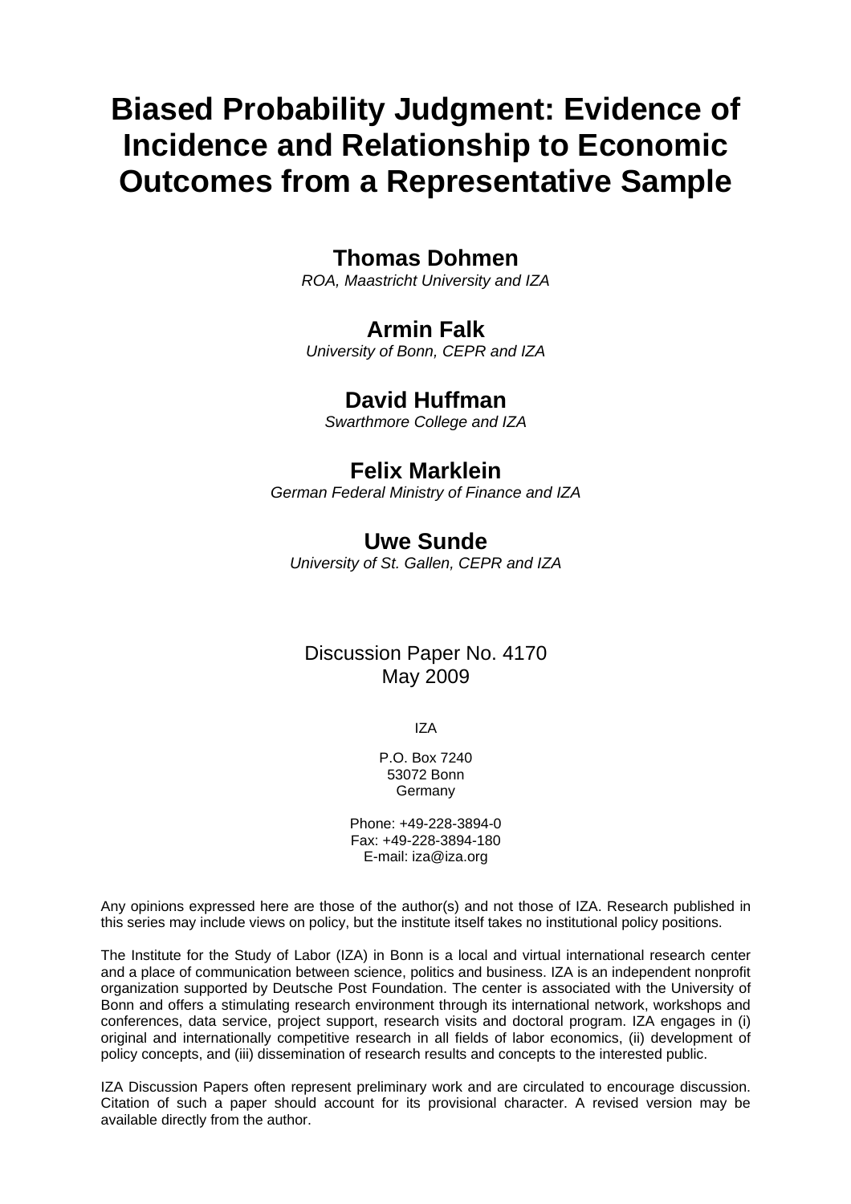# Biased Probability Judgment: Evidence of Incidence and Relationship to Economic Outcomes from a Representative Sample

**Thomas Dohmen**
*ROA, Maastricht University and IZA*

**Armin Falk**
*University of Bonn, CEPR and IZA*

**David Huffman**
*Swarthmore College and IZA*

**Felix Marklein**
*German Federal Ministry of Finance and IZA*

**Uwe Sunde**
*University of St. Gallen, CEPR and IZA*

Discussion Paper No. 4170
May 2009

IZA

P.O. Box 7240
53072 Bonn
Germany

Phone: +49-228-3894-0
Fax: +49-228-3894-180
E-mail: iza@iza.org

Any opinions expressed here are those of the author(s) and not those of IZA. Research published in this series may include views on policy, but the institute itself takes no institutional policy positions.

The Institute for the Study of Labor (IZA) in Bonn is a local and virtual international research center and a place of communication between science, politics and business. IZA is an independent nonprofit organization supported by Deutsche Post Foundation. The center is associated with the University of Bonn and offers a stimulating research environment through its international network, workshops and conferences, data service, project support, research visits and doctoral program. IZA engages in (i) original and internationally competitive research in all fields of labor economics, (ii) development of policy concepts, and (iii) dissemination of research results and concepts to the interested public.

IZA Discussion Papers often represent preliminary work and are circulated to encourage discussion. Citation of such a paper should account for its provisional character. A revised version may be available directly from the author.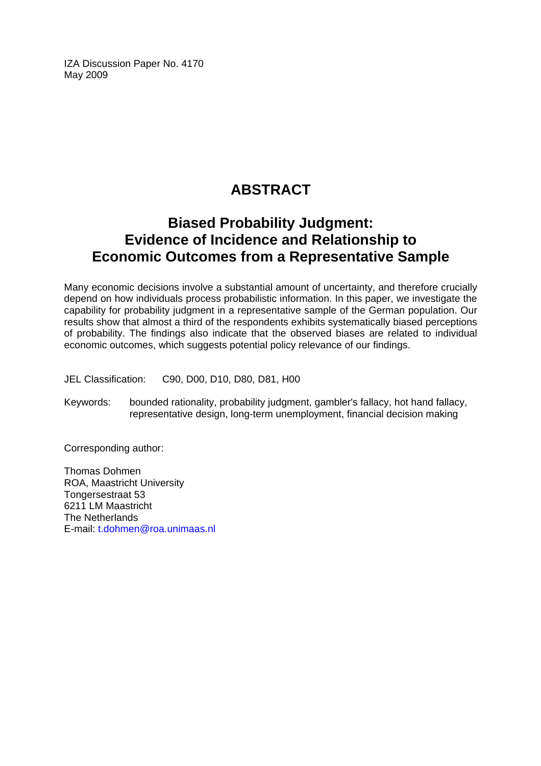IZA Discussion Paper No. 4170
May 2009

# ABSTRACT

## Biased Probability Judgment: Evidence of Incidence and Relationship to Economic Outcomes from a Representative Sample

Many economic decisions involve a substantial amount of uncertainty, and therefore crucially depend on how individuals process probabilistic information. In this paper, we investigate the capability for probability judgment in a representative sample of the German population. Our results show that almost a third of the respondents exhibits systematically biased perceptions of probability. The findings also indicate that the observed biases are related to individual economic outcomes, which suggests potential policy relevance of our findings.

JEL Classification: C90, D00, D10, D80, D81, H00

Keywords: bounded rationality, probability judgment, gambler's fallacy, hot hand fallacy, representative design, long-term unemployment, financial decision making

Corresponding author:

Thomas Dohmen
ROA, Maastricht University
Tongersestraat 53
6211 LM Maastricht
The Netherlands
E-mail: t.dohmen@roa.unimaas.nl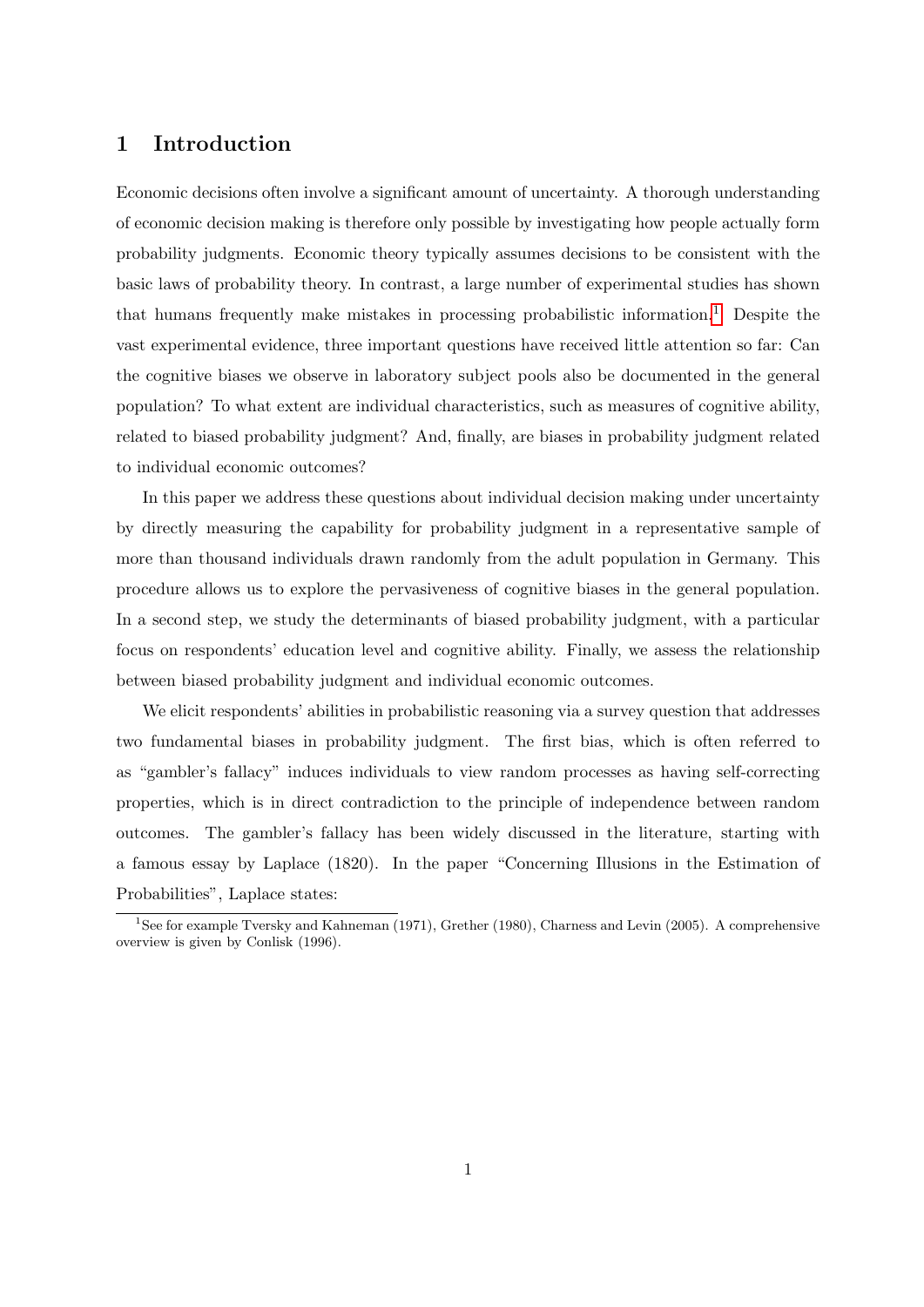## 1 Introduction

Economic decisions often involve a significant amount of uncertainty. A thorough understanding of economic decision making is therefore only possible by investigating how people actually form probability judgments. Economic theory typically assumes decisions to be consistent with the basic laws of probability theory. In contrast, a large number of experimental studies has shown that humans frequently make mistakes in processing probabilistic information.[1] Despite the vast experimental evidence, three important questions have received little attention so far: Can the cognitive biases we observe in laboratory subject pools also be documented in the general population? To what extent are individual characteristics, such as measures of cognitive ability, related to biased probability judgment? And, finally, are biases in probability judgment related to individual economic outcomes?

In this paper we address these questions about individual decision making under uncertainty by directly measuring the capability for probability judgment in a representative sample of more than thousand individuals drawn randomly from the adult population in Germany. This procedure allows us to explore the pervasiveness of cognitive biases in the general population. In a second step, we study the determinants of biased probability judgment, with a particular focus on respondents' education level and cognitive ability. Finally, we assess the relationship between biased probability judgment and individual economic outcomes.

We elicit respondents' abilities in probabilistic reasoning via a survey question that addresses two fundamental biases in probability judgment. The first bias, which is often referred to as "gambler's fallacy" induces individuals to view random processes as having self-correcting properties, which is in direct contradiction to the principle of independence between random outcomes. The gambler's fallacy has been widely discussed in the literature, starting with a famous essay by Laplace (1820). In the paper "Concerning Illusions in the Estimation of Probabilities", Laplace states:

[1] See for example Tversky and Kahneman (1971), Grether (1980), Charness and Levin (2005). A comprehensive overview is given by Conlisk (1996).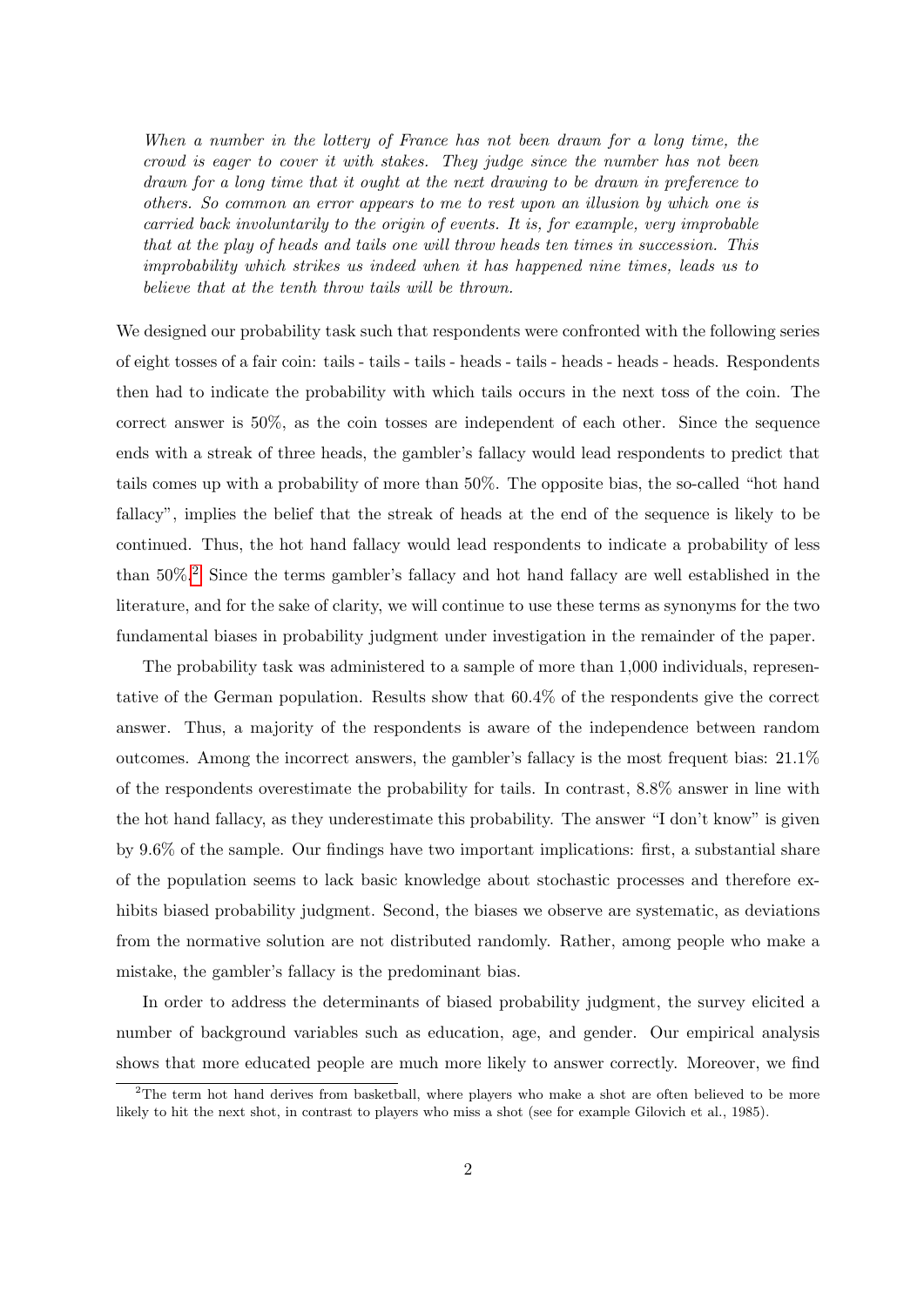*When a number in the lottery of France has not been drawn for a long time, the crowd is eager to cover it with stakes. They judge since the number has not been drawn for a long time that it ought at the next drawing to be drawn in preference to others. So common an error appears to me to rest upon an illusion by which one is carried back involuntarily to the origin of events. It is, for example, very improbable that at the play of heads and tails one will throw heads ten times in succession. This improbability which strikes us indeed when it has happened nine times, leads us to believe that at the tenth throw tails will be thrown.*

We designed our probability task such that respondents were confronted with the following series of eight tosses of a fair coin: tails - tails - tails - heads - tails - heads - heads - heads. Respondents then had to indicate the probability with which tails occurs in the next toss of the coin. The correct answer is 50%, as the coin tosses are independent of each other. Since the sequence ends with a streak of three heads, the gambler's fallacy would lead respondents to predict that tails comes up with a probability of more than 50%. The opposite bias, the so-called "hot hand fallacy", implies the belief that the streak of heads at the end of the sequence is likely to be continued. Thus, the hot hand fallacy would lead respondents to indicate a probability of less than 50%.[2] Since the terms gambler's fallacy and hot hand fallacy are well established in the literature, and for the sake of clarity, we will continue to use these terms as synonyms for the two fundamental biases in probability judgment under investigation in the remainder of the paper.

The probability task was administered to a sample of more than 1,000 individuals, representative of the German population. Results show that 60.4% of the respondents give the correct answer. Thus, a majority of the respondents is aware of the independence between random outcomes. Among the incorrect answers, the gambler's fallacy is the most frequent bias: 21.1% of the respondents overestimate the probability for tails. In contrast, 8.8% answer in line with the hot hand fallacy, as they underestimate this probability. The answer "I don't know" is given by 9.6% of the sample. Our findings have two important implications: first, a substantial share of the population seems to lack basic knowledge about stochastic processes and therefore exhibits biased probability judgment. Second, the biases we observe are systematic, as deviations from the normative solution are not distributed randomly. Rather, among people who make a mistake, the gambler's fallacy is the predominant bias.

In order to address the determinants of biased probability judgment, the survey elicited a number of background variables such as education, age, and gender. Our empirical analysis shows that more educated people are much more likely to answer correctly. Moreover, we find

[2] The term hot hand derives from basketball, where players who make a shot are often believed to be more likely to hit the next shot, in contrast to players who miss a shot (see for example Gilovich et al., 1985).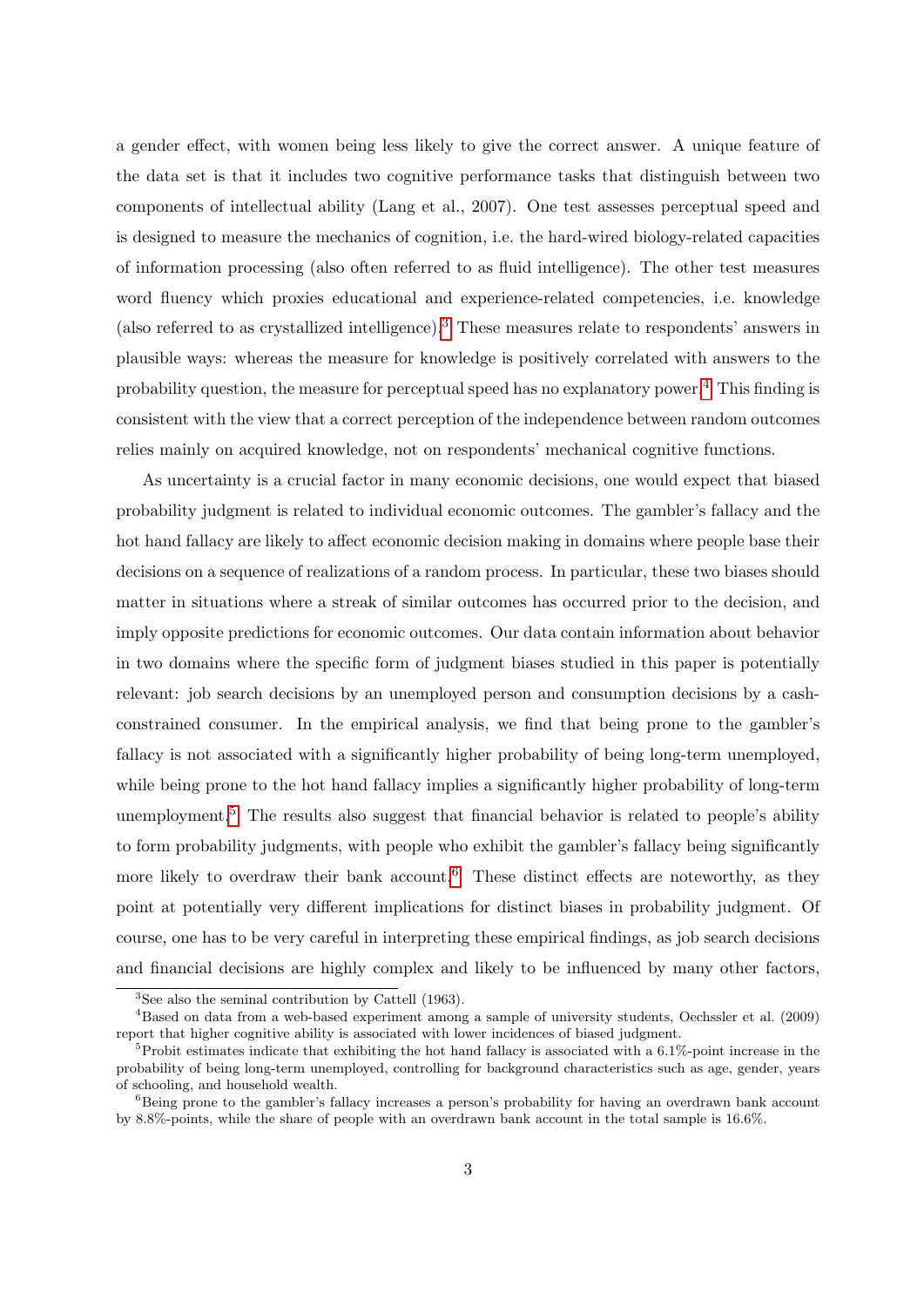a gender effect, with women being less likely to give the correct answer. A unique feature of the data set is that it includes two cognitive performance tasks that distinguish between two components of intellectual ability (Lang et al., 2007). One test assesses perceptual speed and is designed to measure the mechanics of cognition, i.e. the hard-wired biology-related capacities of information processing (also often referred to as fluid intelligence). The other test measures word fluency which proxies educational and experience-related competencies, i.e. knowledge (also referred to as crystallized intelligence).[3] These measures relate to respondents' answers in plausible ways: whereas the measure for knowledge is positively correlated with answers to the probability question, the measure for perceptual speed has no explanatory power.[4] This finding is consistent with the view that a correct perception of the independence between random outcomes relies mainly on acquired knowledge, not on respondents' mechanical cognitive functions.

As uncertainty is a crucial factor in many economic decisions, one would expect that biased probability judgment is related to individual economic outcomes. The gambler's fallacy and the hot hand fallacy are likely to affect economic decision making in domains where people base their decisions on a sequence of realizations of a random process. In particular, these two biases should matter in situations where a streak of similar outcomes has occurred prior to the decision, and imply opposite predictions for economic outcomes. Our data contain information about behavior in two domains where the specific form of judgment biases studied in this paper is potentially relevant: job search decisions by an unemployed person and consumption decisions by a cash-constrained consumer. In the empirical analysis, we find that being prone to the gambler's fallacy is not associated with a significantly higher probability of being long-term unemployed, while being prone to the hot hand fallacy implies a significantly higher probability of long-term unemployment.[5] The results also suggest that financial behavior is related to people's ability to form probability judgments, with people who exhibit the gambler's fallacy being significantly more likely to overdraw their bank account.[6] These distinct effects are noteworthy, as they point at potentially very different implications for distinct biases in probability judgment. Of course, one has to be very careful in interpreting these empirical findings, as job search decisions and financial decisions are highly complex and likely to be influenced by many other factors,

[3] See also the seminal contribution by Cattell (1963).

[4] Based on data from a web-based experiment among a sample of university students, Oechssler et al. (2009) report that higher cognitive ability is associated with lower incidences of biased judgment.

[5] Probit estimates indicate that exhibiting the hot hand fallacy is associated with a 6.1%-point increase in the probability of being long-term unemployed, controlling for background characteristics such as age, gender, years of schooling, and household wealth.

[6] Being prone to the gambler's fallacy increases a person's probability for having an overdrawn bank account by 8.8%-points, while the share of people with an overdrawn bank account in the total sample is 16.6%.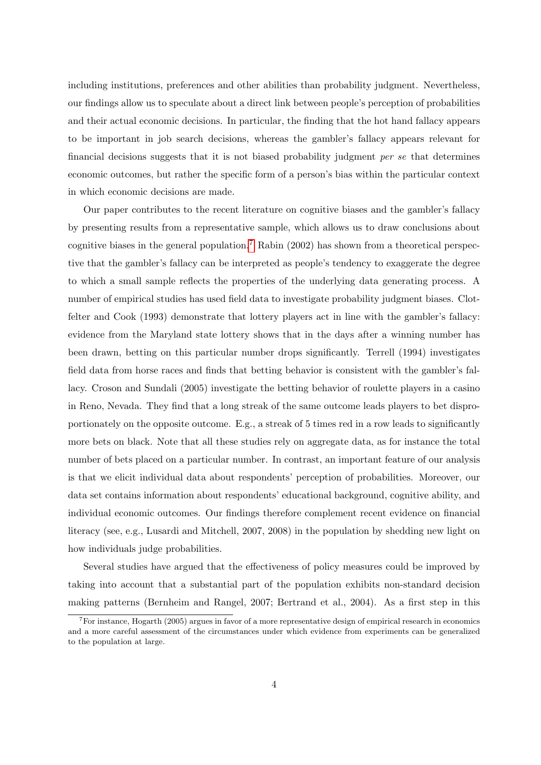including institutions, preferences and other abilities than probability judgment. Nevertheless, our findings allow us to speculate about a direct link between people's perception of probabilities and their actual economic decisions. In particular, the finding that the hot hand fallacy appears to be important in job search decisions, whereas the gambler's fallacy appears relevant for financial decisions suggests that it is not biased probability judgment *per se* that determines economic outcomes, but rather the specific form of a person's bias within the particular context in which economic decisions are made.

Our paper contributes to the recent literature on cognitive biases and the gambler's fallacy by presenting results from a representative sample, which allows us to draw conclusions about cognitive biases in the general population.[7] Rabin (2002) has shown from a theoretical perspective that the gambler's fallacy can be interpreted as people's tendency to exaggerate the degree to which a small sample reflects the properties of the underlying data generating process. A number of empirical studies has used field data to investigate probability judgment biases. Clotfelter and Cook (1993) demonstrate that lottery players act in line with the gambler's fallacy: evidence from the Maryland state lottery shows that in the days after a winning number has been drawn, betting on this particular number drops significantly. Terrell (1994) investigates field data from horse races and finds that betting behavior is consistent with the gambler's fallacy. Croson and Sundali (2005) investigate the betting behavior of roulette players in a casino in Reno, Nevada. They find that a long streak of the same outcome leads players to bet disproportionately on the opposite outcome. E.g., a streak of 5 times red in a row leads to significantly more bets on black. Note that all these studies rely on aggregate data, as for instance the total number of bets placed on a particular number. In contrast, an important feature of our analysis is that we elicit individual data about respondents' perception of probabilities. Moreover, our data set contains information about respondents' educational background, cognitive ability, and individual economic outcomes. Our findings therefore complement recent evidence on financial literacy (see, e.g., Lusardi and Mitchell, 2007, 2008) in the population by shedding new light on how individuals judge probabilities.

Several studies have argued that the effectiveness of policy measures could be improved by taking into account that a substantial part of the population exhibits non-standard decision making patterns (Bernheim and Rangel, 2007; Bertrand et al., 2004). As a first step in this

[7] For instance, Hogarth (2005) argues in favor of a more representative design of empirical research in economics and a more careful assessment of the circumstances under which evidence from experiments can be generalized to the population at large.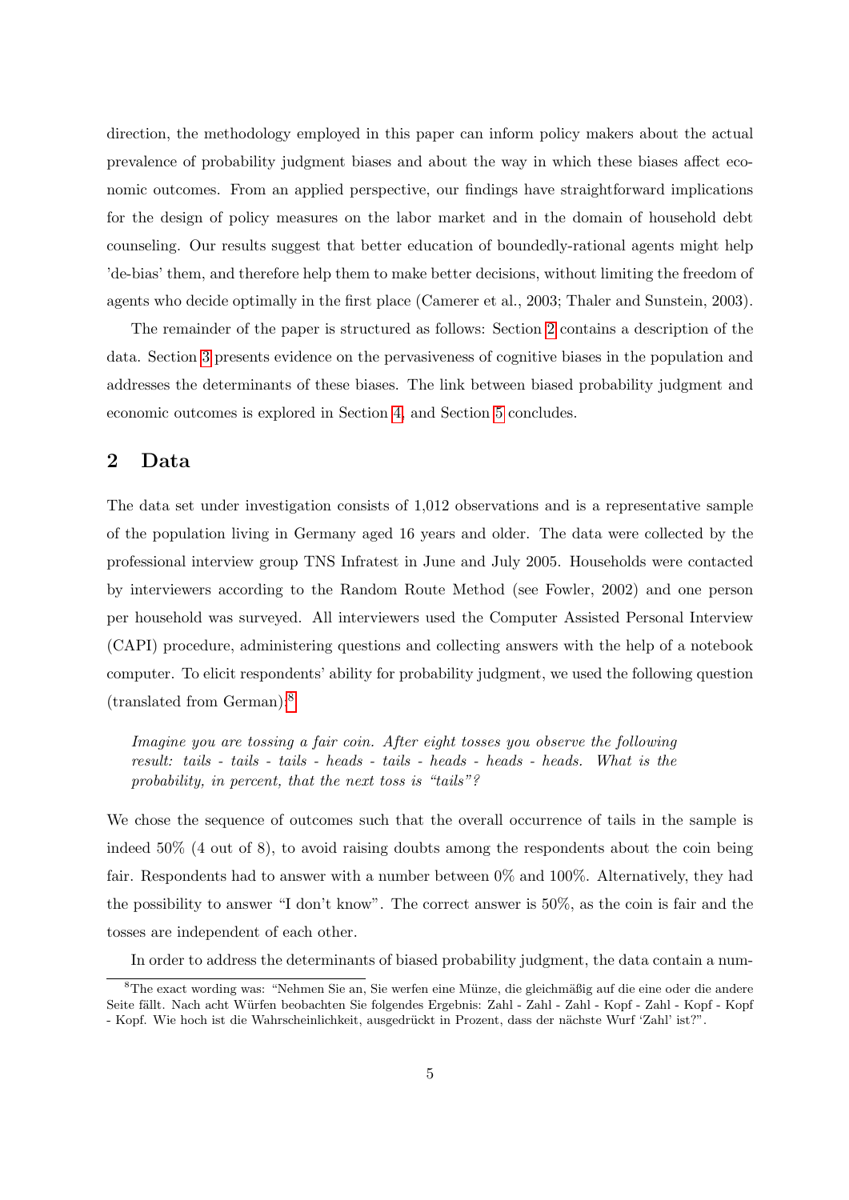direction, the methodology employed in this paper can inform policy makers about the actual prevalence of probability judgment biases and about the way in which these biases affect economic outcomes. From an applied perspective, our findings have straightforward implications for the design of policy measures on the labor market and in the domain of household debt counseling. Our results suggest that better education of boundedly-rational agents might help 'de-bias' them, and therefore help them to make better decisions, without limiting the freedom of agents who decide optimally in the first place (Camerer et al., 2003; Thaler and Sunstein, 2003).

The remainder of the paper is structured as follows: Section 2 contains a description of the data. Section 3 presents evidence on the pervasiveness of cognitive biases in the population and addresses the determinants of these biases. The link between biased probability judgment and economic outcomes is explored in Section 4, and Section 5 concludes.

## 2 Data

The data set under investigation consists of 1,012 observations and is a representative sample of the population living in Germany aged 16 years and older. The data were collected by the professional interview group TNS Infratest in June and July 2005. Households were contacted by interviewers according to the Random Route Method (see Fowler, 2002) and one person per household was surveyed. All interviewers used the Computer Assisted Personal Interview (CAPI) procedure, administering questions and collecting answers with the help of a notebook computer. To elicit respondents' ability for probability judgment, we used the following question (translated from German):[8]

> *Imagine you are tossing a fair coin. After eight tosses you observe the following result: tails - tails - tails - heads - tails - heads - heads - heads. What is the probability, in percent, that the next toss is "tails"?*

We chose the sequence of outcomes such that the overall occurrence of tails in the sample is indeed 50% (4 out of 8), to avoid raising doubts among the respondents about the coin being fair. Respondents had to answer with a number between 0% and 100%. Alternatively, they had the possibility to answer "I don't know". The correct answer is 50%, as the coin is fair and the tosses are independent of each other.

In order to address the determinants of biased probability judgment, the data contain a num-

[8] The exact wording was: "Nehmen Sie an, Sie werfen eine Münze, die gleichmäßig auf die eine oder die andere Seite fällt. Nach acht Würfen beobachten Sie folgendes Ergebnis: Zahl - Zahl - Zahl - Kopf - Zahl - Kopf - Kopf - Kopf. Wie hoch ist die Wahrscheinlichkeit, ausgedrückt in Prozent, dass der nächste Wurf 'Zahl' ist?".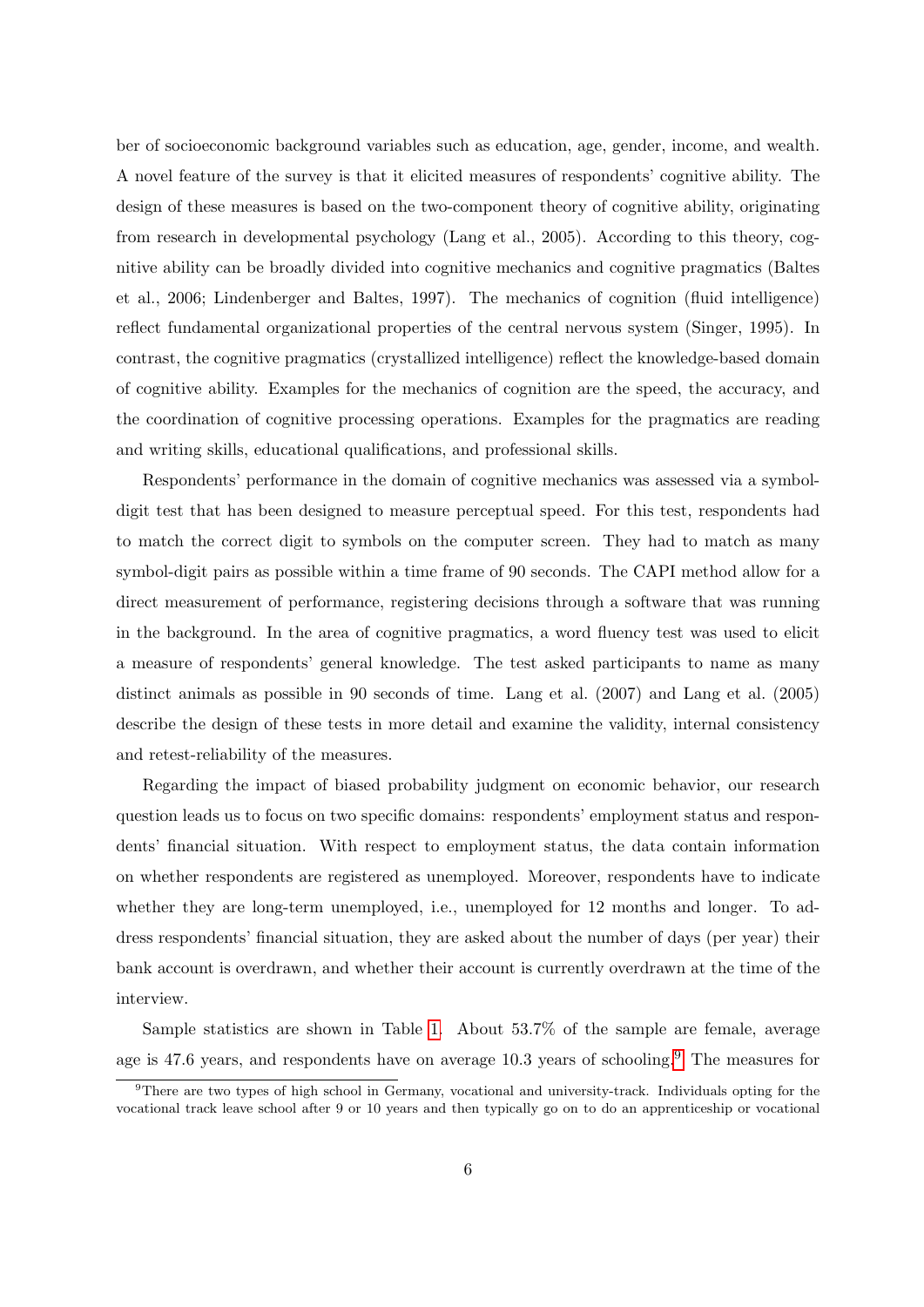ber of socioeconomic background variables such as education, age, gender, income, and wealth. A novel feature of the survey is that it elicited measures of respondents' cognitive ability. The design of these measures is based on the two-component theory of cognitive ability, originating from research in developmental psychology (Lang et al., 2005). According to this theory, cognitive ability can be broadly divided into cognitive mechanics and cognitive pragmatics (Baltes et al., 2006; Lindenberger and Baltes, 1997). The mechanics of cognition (fluid intelligence) reflect fundamental organizational properties of the central nervous system (Singer, 1995). In contrast, the cognitive pragmatics (crystallized intelligence) reflect the knowledge-based domain of cognitive ability. Examples for the mechanics of cognition are the speed, the accuracy, and the coordination of cognitive processing operations. Examples for the pragmatics are reading and writing skills, educational qualifications, and professional skills.

Respondents' performance in the domain of cognitive mechanics was assessed via a symbol-digit test that has been designed to measure perceptual speed. For this test, respondents had to match the correct digit to symbols on the computer screen. They had to match as many symbol-digit pairs as possible within a time frame of 90 seconds. The CAPI method allow for a direct measurement of performance, registering decisions through a software that was running in the background. In the area of cognitive pragmatics, a word fluency test was used to elicit a measure of respondents' general knowledge. The test asked participants to name as many distinct animals as possible in 90 seconds of time. Lang et al. (2007) and Lang et al. (2005) describe the design of these tests in more detail and examine the validity, internal consistency and retest-reliability of the measures.

Regarding the impact of biased probability judgment on economic behavior, our research question leads us to focus on two specific domains: respondents' employment status and respondents' financial situation. With respect to employment status, the data contain information on whether respondents are registered as unemployed. Moreover, respondents have to indicate whether they are long-term unemployed, i.e., unemployed for 12 months and longer. To address respondents' financial situation, they are asked about the number of days (per year) their bank account is overdrawn, and whether their account is currently overdrawn at the time of the interview.

Sample statistics are shown in Table 1. About 53.7% of the sample are female, average age is 47.6 years, and respondents have on average 10.3 years of schooling.[9] The measures for

[9] There are two types of high school in Germany, vocational and university-track. Individuals opting for the vocational track leave school after 9 or 10 years and then typically go on to do an apprenticeship or vocational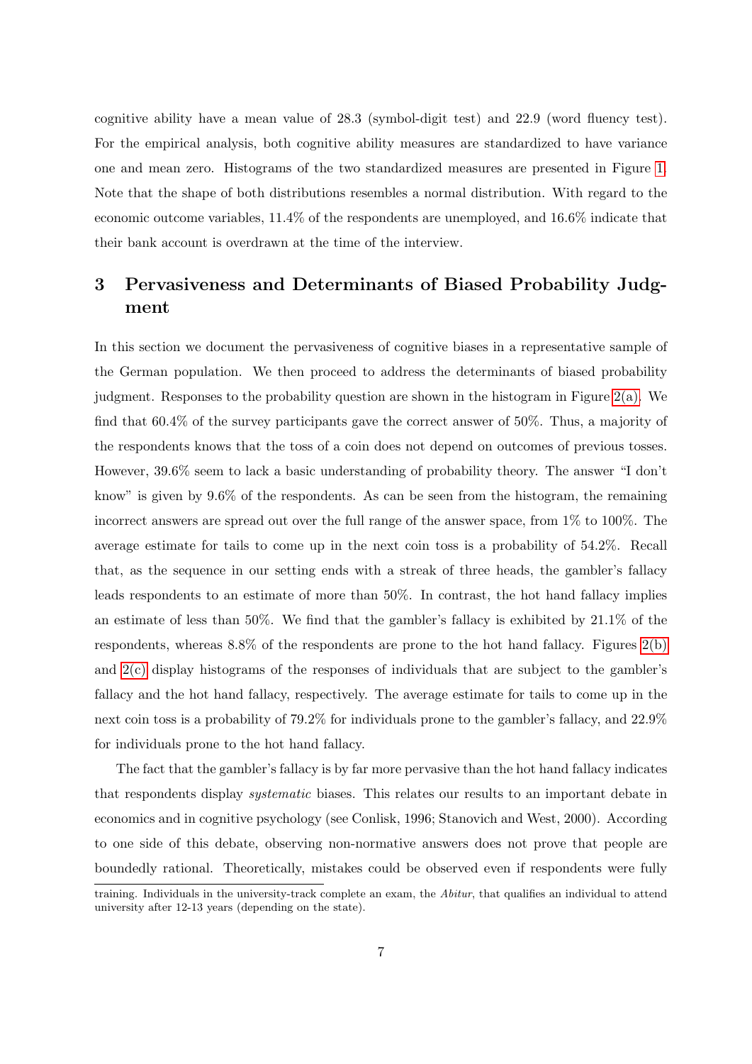cognitive ability have a mean value of 28.3 (symbol-digit test) and 22.9 (word fluency test). For the empirical analysis, both cognitive ability measures are standardized to have variance one and mean zero. Histograms of the two standardized measures are presented in Figure 1. Note that the shape of both distributions resembles a normal distribution. With regard to the economic outcome variables, 11.4% of the respondents are unemployed, and 16.6% indicate that their bank account is overdrawn at the time of the interview.

## 3 Pervasiveness and Determinants of Biased Probability Judgment

In this section we document the pervasiveness of cognitive biases in a representative sample of the German population. We then proceed to address the determinants of biased probability judgment. Responses to the probability question are shown in the histogram in Figure 2(a). We find that 60.4% of the survey participants gave the correct answer of 50%. Thus, a majority of the respondents knows that the toss of a coin does not depend on outcomes of previous tosses. However, 39.6% seem to lack a basic understanding of probability theory. The answer "I don't know" is given by 9.6% of the respondents. As can be seen from the histogram, the remaining incorrect answers are spread out over the full range of the answer space, from 1% to 100%. The average estimate for tails to come up in the next coin toss is a probability of 54.2%. Recall that, as the sequence in our setting ends with a streak of three heads, the gambler's fallacy leads respondents to an estimate of more than 50%. In contrast, the hot hand fallacy implies an estimate of less than 50%. We find that the gambler's fallacy is exhibited by 21.1% of the respondents, whereas 8.8% of the respondents are prone to the hot hand fallacy. Figures 2(b) and 2(c) display histograms of the responses of individuals that are subject to the gambler's fallacy and the hot hand fallacy, respectively. The average estimate for tails to come up in the next coin toss is a probability of 79.2% for individuals prone to the gambler's fallacy, and 22.9% for individuals prone to the hot hand fallacy.

The fact that the gambler's fallacy is by far more pervasive than the hot hand fallacy indicates that respondents display *systematic* biases. This relates our results to an important debate in economics and in cognitive psychology (see Conlisk, 1996; Stanovich and West, 2000). According to one side of this debate, observing non-normative answers does not prove that people are boundedly rational. Theoretically, mistakes could be observed even if respondents were fully

training. Individuals in the university-track complete an exam, the *Abitur*, that qualifies an individual to attend university after 12-13 years (depending on the state).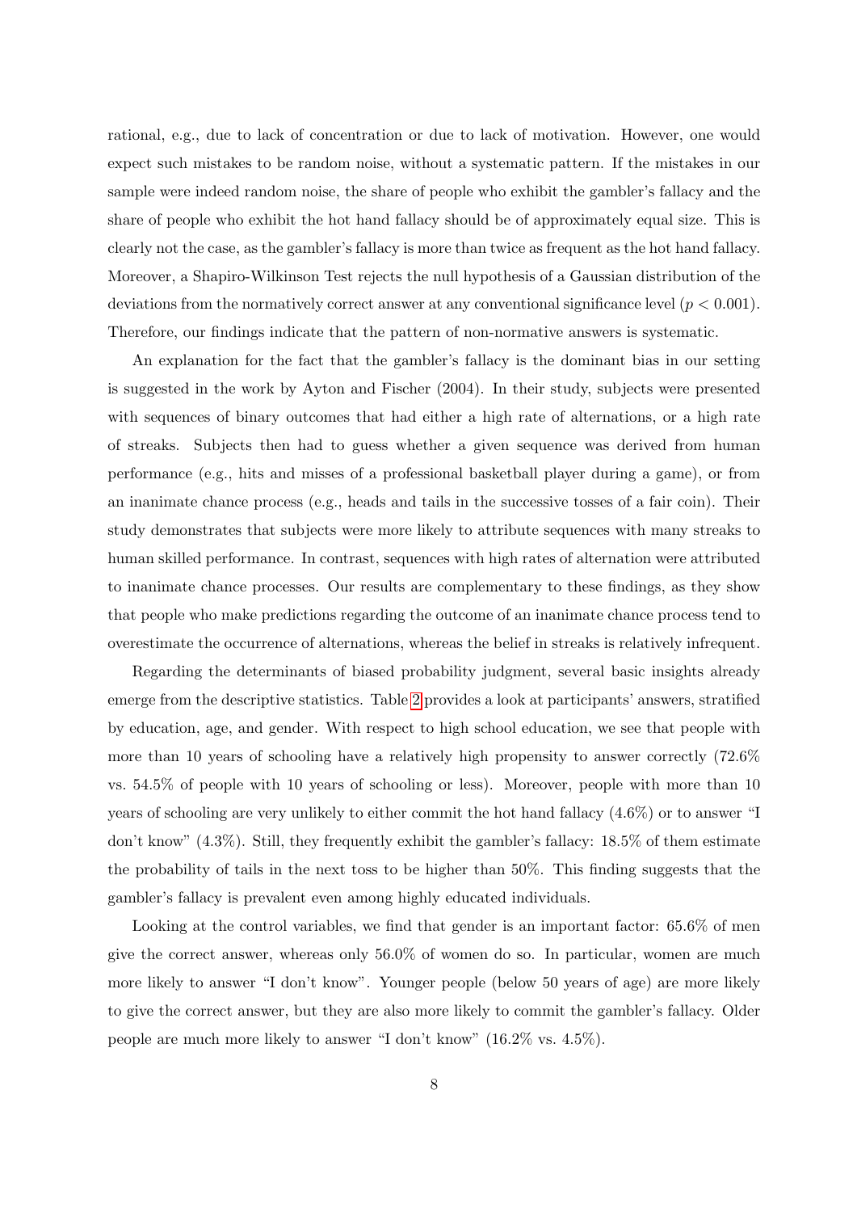rational, e.g., due to lack of concentration or due to lack of motivation. However, one would expect such mistakes to be random noise, without a systematic pattern. If the mistakes in our sample were indeed random noise, the share of people who exhibit the gambler's fallacy and the share of people who exhibit the hot hand fallacy should be of approximately equal size. This is clearly not the case, as the gambler's fallacy is more than twice as frequent as the hot hand fallacy. Moreover, a Shapiro-Wilkinson Test rejects the null hypothesis of a Gaussian distribution of the deviations from the normatively correct answer at any conventional significance level ($p < 0.001$). Therefore, our findings indicate that the pattern of non-normative answers is systematic.

An explanation for the fact that the gambler's fallacy is the dominant bias in our setting is suggested in the work by Ayton and Fischer (2004). In their study, subjects were presented with sequences of binary outcomes that had either a high rate of alternations, or a high rate of streaks. Subjects then had to guess whether a given sequence was derived from human performance (e.g., hits and misses of a professional basketball player during a game), or from an inanimate chance process (e.g., heads and tails in the successive tosses of a fair coin). Their study demonstrates that subjects were more likely to attribute sequences with many streaks to human skilled performance. In contrast, sequences with high rates of alternation were attributed to inanimate chance processes. Our results are complementary to these findings, as they show that people who make predictions regarding the outcome of an inanimate chance process tend to overestimate the occurrence of alternations, whereas the belief in streaks is relatively infrequent.

Regarding the determinants of biased probability judgment, several basic insights already emerge from the descriptive statistics. Table 2 provides a look at participants' answers, stratified by education, age, and gender. With respect to high school education, we see that people with more than 10 years of schooling have a relatively high propensity to answer correctly (72.6% vs. 54.5% of people with 10 years of schooling or less). Moreover, people with more than 10 years of schooling are very unlikely to either commit the hot hand fallacy (4.6%) or to answer "I don't know" (4.3%). Still, they frequently exhibit the gambler's fallacy: 18.5% of them estimate the probability of tails in the next toss to be higher than 50%. This finding suggests that the gambler's fallacy is prevalent even among highly educated individuals.

Looking at the control variables, we find that gender is an important factor: 65.6% of men give the correct answer, whereas only 56.0% of women do so. In particular, women are much more likely to answer "I don't know". Younger people (below 50 years of age) are more likely to give the correct answer, but they are also more likely to commit the gambler's fallacy. Older people are much more likely to answer "I don't know" (16.2% vs. 4.5%).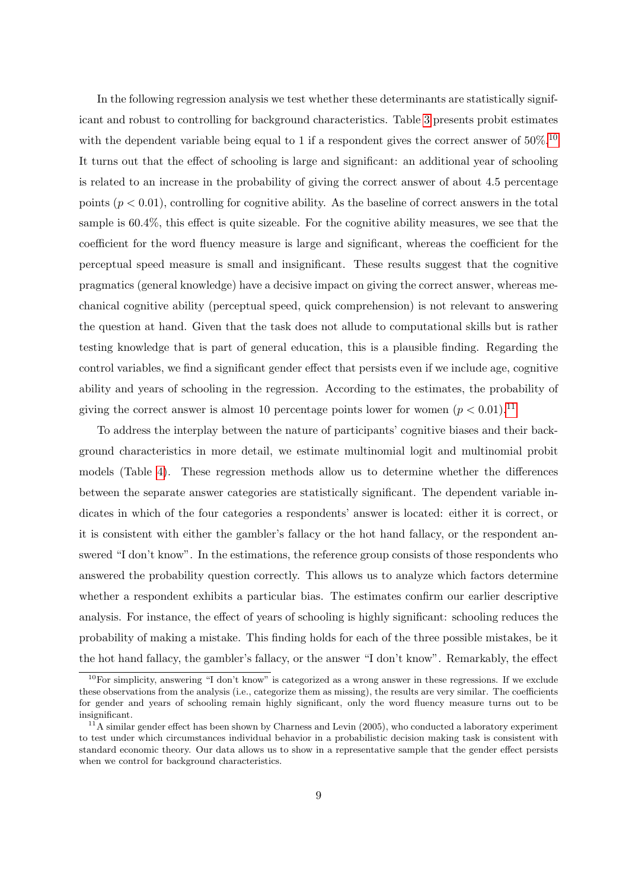In the following regression analysis we test whether these determinants are statistically significant and robust to controlling for background characteristics. Table 3 presents probit estimates with the dependent variable being equal to 1 if a respondent gives the correct answer of 50%.[10] It turns out that the effect of schooling is large and significant: an additional year of schooling is related to an increase in the probability of giving the correct answer of about 4.5 percentage points ($p < 0.01$), controlling for cognitive ability. As the baseline of correct answers in the total sample is 60.4%, this effect is quite sizeable. For the cognitive ability measures, we see that the coefficient for the word fluency measure is large and significant, whereas the coefficient for the perceptual speed measure is small and insignificant. These results suggest that the cognitive pragmatics (general knowledge) have a decisive impact on giving the correct answer, whereas mechanical cognitive ability (perceptual speed, quick comprehension) is not relevant to answering the question at hand. Given that the task does not allude to computational skills but is rather testing knowledge that is part of general education, this is a plausible finding. Regarding the control variables, we find a significant gender effect that persists even if we include age, cognitive ability and years of schooling in the regression. According to the estimates, the probability of giving the correct answer is almost 10 percentage points lower for women ($p < 0.01$).[11]

To address the interplay between the nature of participants' cognitive biases and their background characteristics in more detail, we estimate multinomial logit and multinomial probit models (Table 4). These regression methods allow us to determine whether the differences between the separate answer categories are statistically significant. The dependent variable indicates in which of the four categories a respondents' answer is located: either it is correct, or it is consistent with either the gambler's fallacy or the hot hand fallacy, or the respondent answered "I don't know". In the estimations, the reference group consists of those respondents who answered the probability question correctly. This allows us to analyze which factors determine whether a respondent exhibits a particular bias. The estimates confirm our earlier descriptive analysis. For instance, the effect of years of schooling is highly significant: schooling reduces the probability of making a mistake. This finding holds for each of the three possible mistakes, be it the hot hand fallacy, the gambler's fallacy, or the answer "I don't know". Remarkably, the effect

[10] For simplicity, answering "I don't know" is categorized as a wrong answer in these regressions. If we exclude these observations from the analysis (i.e., categorize them as missing), the results are very similar. The coefficients for gender and years of schooling remain highly significant, only the word fluency measure turns out to be insignificant.

[11] A similar gender effect has been shown by Charness and Levin (2005), who conducted a laboratory experiment to test under which circumstances individual behavior in a probabilistic decision making task is consistent with standard economic theory. Our data allows us to show in a representative sample that the gender effect persists when we control for background characteristics.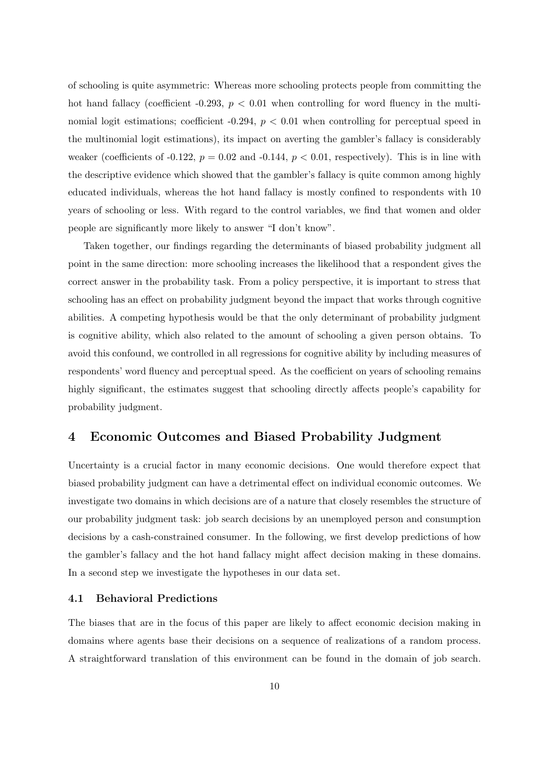of schooling is quite asymmetric: Whereas more schooling protects people from committing the hot hand fallacy (coefficient -0.293, $p < 0.01$ when controlling for word fluency in the multinomial logit estimations; coefficient -0.294, $p < 0.01$ when controlling for perceptual speed in the multinomial logit estimations), its impact on averting the gambler's fallacy is considerably weaker (coefficients of -0.122, $p = 0.02$ and -0.144, $p < 0.01$, respectively). This is in line with the descriptive evidence which showed that the gambler's fallacy is quite common among highly educated individuals, whereas the hot hand fallacy is mostly confined to respondents with 10 years of schooling or less. With regard to the control variables, we find that women and older people are significantly more likely to answer "I don't know".

Taken together, our findings regarding the determinants of biased probability judgment all point in the same direction: more schooling increases the likelihood that a respondent gives the correct answer in the probability task. From a policy perspective, it is important to stress that schooling has an effect on probability judgment beyond the impact that works through cognitive abilities. A competing hypothesis would be that the only determinant of probability judgment is cognitive ability, which also related to the amount of schooling a given person obtains. To avoid this confound, we controlled in all regressions for cognitive ability by including measures of respondents' word fluency and perceptual speed. As the coefficient on years of schooling remains highly significant, the estimates suggest that schooling directly affects people's capability for probability judgment.

## 4 Economic Outcomes and Biased Probability Judgment

Uncertainty is a crucial factor in many economic decisions. One would therefore expect that biased probability judgment can have a detrimental effect on individual economic outcomes. We investigate two domains in which decisions are of a nature that closely resembles the structure of our probability judgment task: job search decisions by an unemployed person and consumption decisions by a cash-constrained consumer. In the following, we first develop predictions of how the gambler's fallacy and the hot hand fallacy might affect decision making in these domains. In a second step we investigate the hypotheses in our data set.

### 4.1 Behavioral Predictions

The biases that are in the focus of this paper are likely to affect economic decision making in domains where agents base their decisions on a sequence of realizations of a random process. A straightforward translation of this environment can be found in the domain of job search.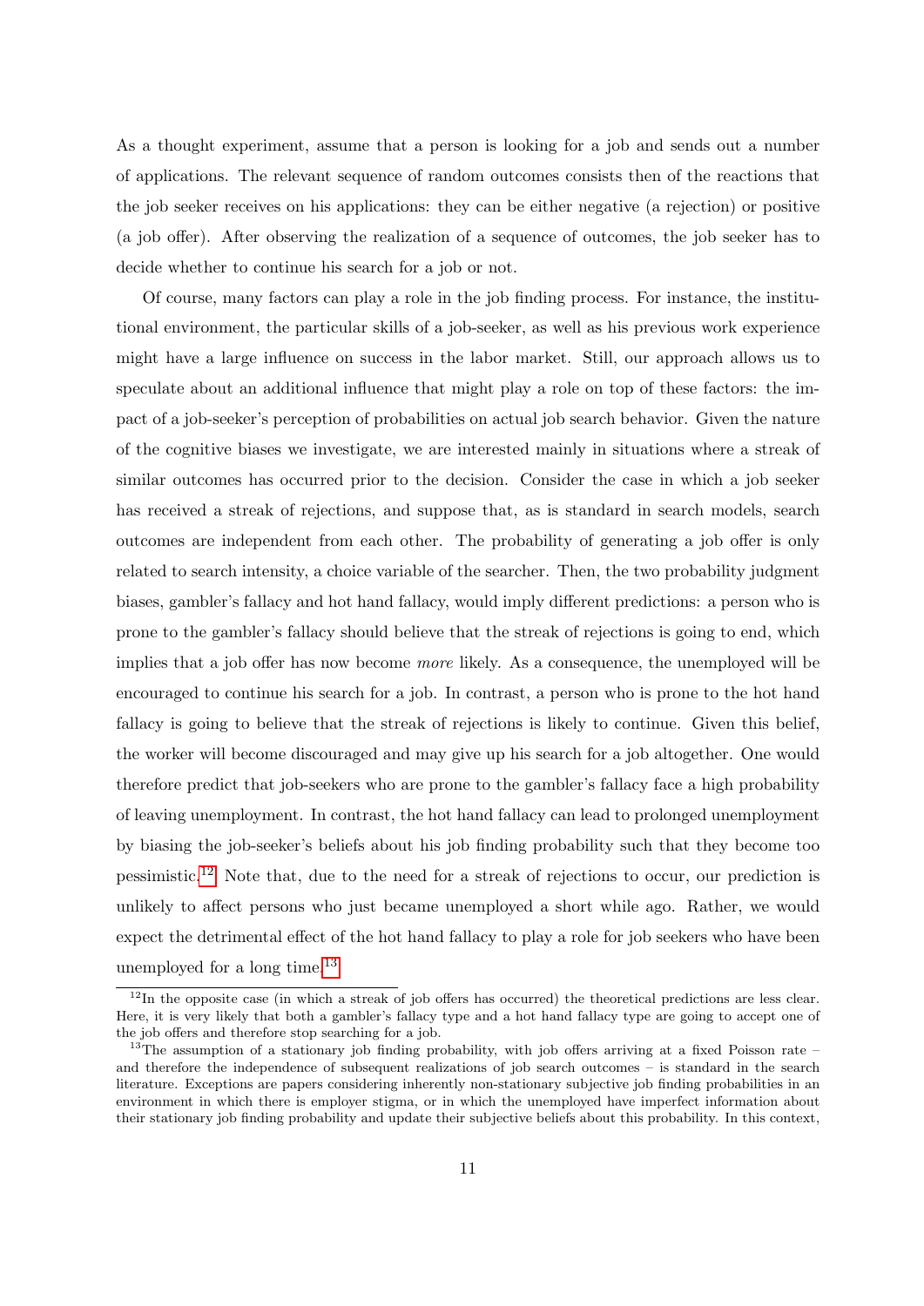As a thought experiment, assume that a person is looking for a job and sends out a number of applications. The relevant sequence of random outcomes consists then of the reactions that the job seeker receives on his applications: they can be either negative (a rejection) or positive (a job offer). After observing the realization of a sequence of outcomes, the job seeker has to decide whether to continue his search for a job or not.

Of course, many factors can play a role in the job finding process. For instance, the institutional environment, the particular skills of a job-seeker, as well as his previous work experience might have a large influence on success in the labor market. Still, our approach allows us to speculate about an additional influence that might play a role on top of these factors: the impact of a job-seeker's perception of probabilities on actual job search behavior. Given the nature of the cognitive biases we investigate, we are interested mainly in situations where a streak of similar outcomes has occurred prior to the decision. Consider the case in which a job seeker has received a streak of rejections, and suppose that, as is standard in search models, search outcomes are independent from each other. The probability of generating a job offer is only related to search intensity, a choice variable of the searcher. Then, the two probability judgment biases, gambler's fallacy and hot hand fallacy, would imply different predictions: a person who is prone to the gambler's fallacy should believe that the streak of rejections is going to end, which implies that a job offer has now become *more* likely. As a consequence, the unemployed will be encouraged to continue his search for a job. In contrast, a person who is prone to the hot hand fallacy is going to believe that the streak of rejections is likely to continue. Given this belief, the worker will become discouraged and may give up his search for a job altogether. One would therefore predict that job-seekers who are prone to the gambler's fallacy face a high probability of leaving unemployment. In contrast, the hot hand fallacy can lead to prolonged unemployment by biasing the job-seeker's beliefs about his job finding probability such that they become too pessimistic.[12] Note that, due to the need for a streak of rejections to occur, our prediction is unlikely to affect persons who just became unemployed a short while ago. Rather, we would expect the detrimental effect of the hot hand fallacy to play a role for job seekers who have been unemployed for a long time.[13]

[12] In the opposite case (in which a streak of job offers has occurred) the theoretical predictions are less clear. Here, it is very likely that both a gambler's fallacy type and a hot hand fallacy type are going to accept one of the job offers and therefore stop searching for a job.

[13] The assumption of a stationary job finding probability, with job offers arriving at a fixed Poisson rate – and therefore the independence of subsequent realizations of job search outcomes – is standard in the search literature. Exceptions are papers considering inherently non-stationary subjective job finding probabilities in an environment in which there is employer stigma, or in which the unemployed have imperfect information about their stationary job finding probability and update their subjective beliefs about this probability. In this context,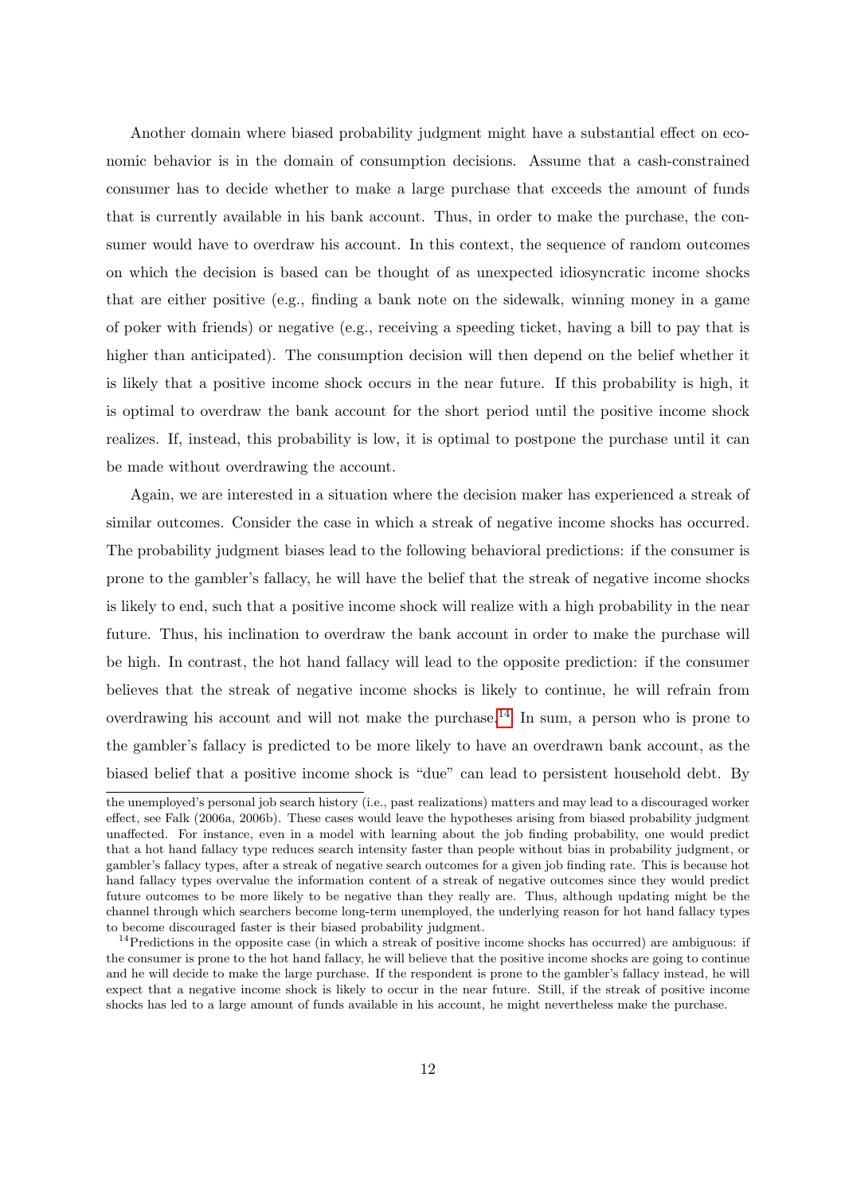Another domain where biased probability judgment might have a substantial effect on economic behavior is in the domain of consumption decisions. Assume that a cash-constrained consumer has to decide whether to make a large purchase that exceeds the amount of funds that is currently available in his bank account. Thus, in order to make the purchase, the consumer would have to overdraw his account. In this context, the sequence of random outcomes on which the decision is based can be thought of as unexpected idiosyncratic income shocks that are either positive (e.g., finding a bank note on the sidewalk, winning money in a game of poker with friends) or negative (e.g., receiving a speeding ticket, having a bill to pay that is higher than anticipated). The consumption decision will then depend on the belief whether it is likely that a positive income shock occurs in the near future. If this probability is high, it is optimal to overdraw the bank account for the short period until the positive income shock realizes. If, instead, this probability is low, it is optimal to postpone the purchase until it can be made without overdrawing the account.

Again, we are interested in a situation where the decision maker has experienced a streak of similar outcomes. Consider the case in which a streak of negative income shocks has occurred. The probability judgment biases lead to the following behavioral predictions: if the consumer is prone to the gambler's fallacy, he will have the belief that the streak of negative income shocks is likely to end, such that a positive income shock will realize with a high probability in the near future. Thus, his inclination to overdraw the bank account in order to make the purchase will be high. In contrast, the hot hand fallacy will lead to the opposite prediction: if the consumer believes that the streak of negative income shocks is likely to continue, he will refrain from overdrawing his account and will not make the purchase.[14] In sum, a person who is prone to the gambler's fallacy is predicted to be more likely to have an overdrawn bank account, as the biased belief that a positive income shock is "due" can lead to persistent household debt. By

---

the unemployed's personal job search history (i.e., past realizations) matters and may lead to a discouraged worker effect, see Falk (2006a, 2006b). These cases would leave the hypotheses arising from biased probability judgment unaffected. For instance, even in a model with learning about the job finding probability, one would predict that a hot hand fallacy type reduces search intensity faster than people without bias in probability judgment, or gambler's fallacy types, after a streak of negative search outcomes for a given job finding rate. This is because hot hand fallacy types overvalue the information content of a streak of negative outcomes since they would predict future outcomes to be more likely to be negative than they really are. Thus, although updating might be the channel through which searchers become long-term unemployed, the underlying reason for hot hand fallacy types to become discouraged faster is their biased probability judgment.

[14] Predictions in the opposite case (in which a streak of positive income shocks has occurred) are ambiguous: if the consumer is prone to the hot hand fallacy, he will believe that the positive income shocks are going to continue and he will decide to make the large purchase. If the respondent is prone to the gambler's fallacy instead, he will expect that a negative income shock is likely to occur in the near future. Still, if the streak of positive income shocks has led to a large amount of funds available in his account, he might nevertheless make the purchase.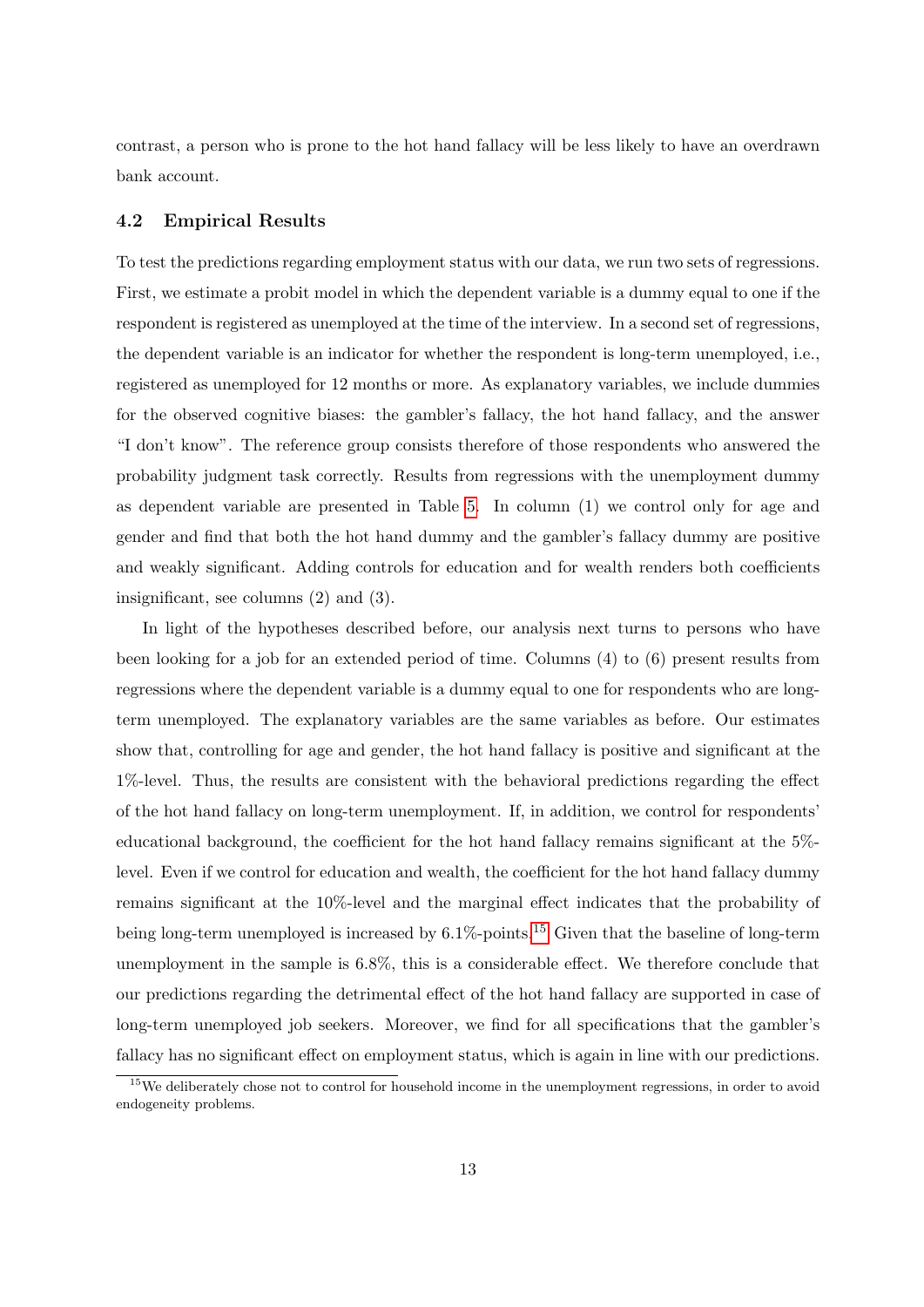contrast, a person who is prone to the hot hand fallacy will be less likely to have an overdrawn bank account.

### 4.2 Empirical Results

To test the predictions regarding employment status with our data, we run two sets of regressions. First, we estimate a probit model in which the dependent variable is a dummy equal to one if the respondent is registered as unemployed at the time of the interview. In a second set of regressions, the dependent variable is an indicator for whether the respondent is long-term unemployed, i.e., registered as unemployed for 12 months or more. As explanatory variables, we include dummies for the observed cognitive biases: the gambler's fallacy, the hot hand fallacy, and the answer "I don't know". The reference group consists therefore of those respondents who answered the probability judgment task correctly. Results from regressions with the unemployment dummy as dependent variable are presented in Table 5. In column (1) we control only for age and gender and find that both the hot hand dummy and the gambler's fallacy dummy are positive and weakly significant. Adding controls for education and for wealth renders both coefficients insignificant, see columns (2) and (3).

In light of the hypotheses described before, our analysis next turns to persons who have been looking for a job for an extended period of time. Columns (4) to (6) present results from regressions where the dependent variable is a dummy equal to one for respondents who are long-term unemployed. The explanatory variables are the same variables as before. Our estimates show that, controlling for age and gender, the hot hand fallacy is positive and significant at the 1%-level. Thus, the results are consistent with the behavioral predictions regarding the effect of the hot hand fallacy on long-term unemployment. If, in addition, we control for respondents' educational background, the coefficient for the hot hand fallacy remains significant at the 5%-level. Even if we control for education and wealth, the coefficient for the hot hand fallacy dummy remains significant at the 10%-level and the marginal effect indicates that the probability of being long-term unemployed is increased by 6.1%-points.[15] Given that the baseline of long-term unemployment in the sample is 6.8%, this is a considerable effect. We therefore conclude that our predictions regarding the detrimental effect of the hot hand fallacy are supported in case of long-term unemployed job seekers. Moreover, we find for all specifications that the gambler's fallacy has no significant effect on employment status, which is again in line with our predictions.

[15] We deliberately chose not to control for household income in the unemployment regressions, in order to avoid endogeneity problems.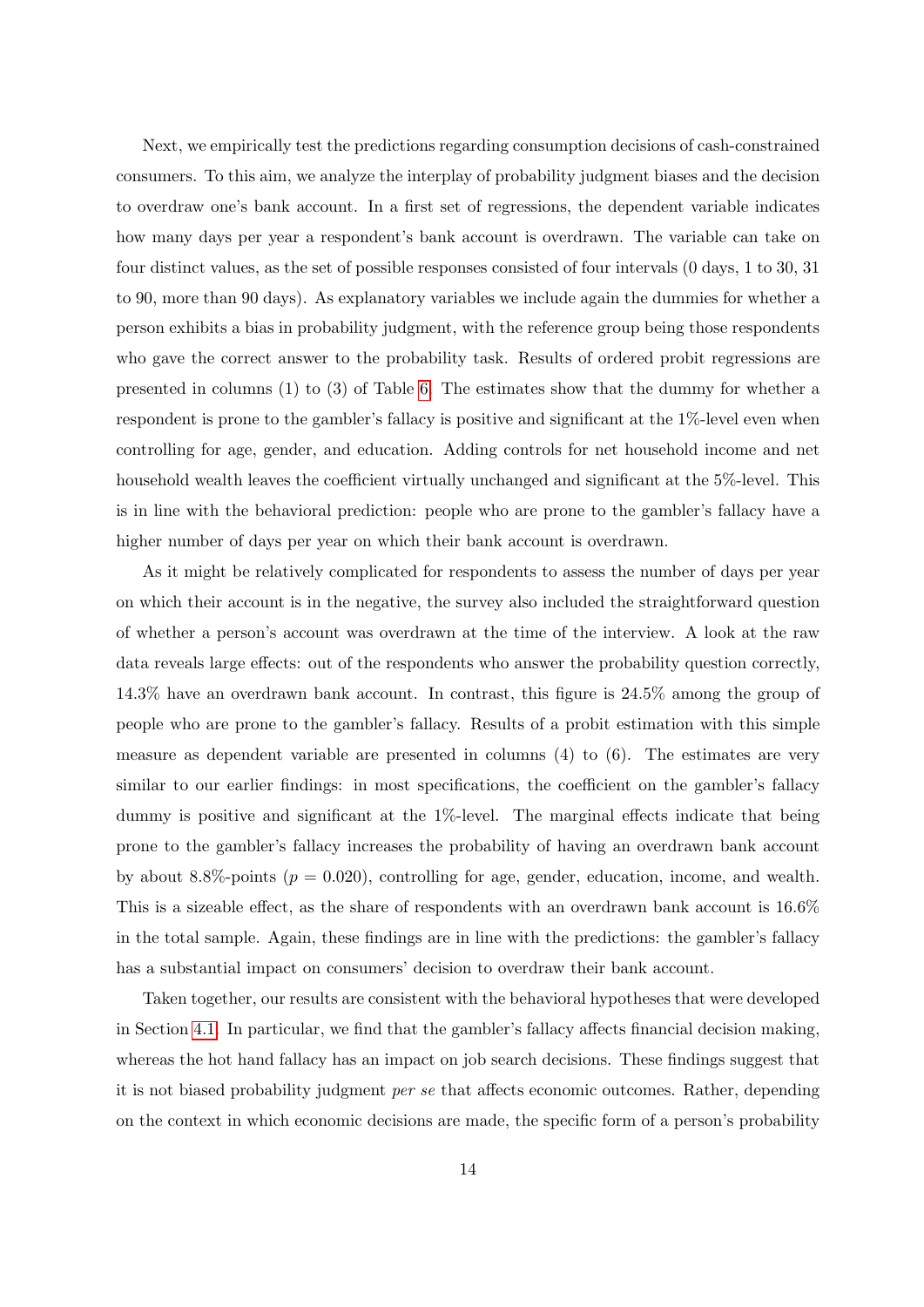Next, we empirically test the predictions regarding consumption decisions of cash-constrained consumers. To this aim, we analyze the interplay of probability judgment biases and the decision to overdraw one's bank account. In a first set of regressions, the dependent variable indicates how many days per year a respondent's bank account is overdrawn. The variable can take on four distinct values, as the set of possible responses consisted of four intervals (0 days, 1 to 30, 31 to 90, more than 90 days). As explanatory variables we include again the dummies for whether a person exhibits a bias in probability judgment, with the reference group being those respondents who gave the correct answer to the probability task. Results of ordered probit regressions are presented in columns (1) to (3) of Table 6. The estimates show that the dummy for whether a respondent is prone to the gambler's fallacy is positive and significant at the 1%-level even when controlling for age, gender, and education. Adding controls for net household income and net household wealth leaves the coefficient virtually unchanged and significant at the 5%-level. This is in line with the behavioral prediction: people who are prone to the gambler's fallacy have a higher number of days per year on which their bank account is overdrawn.

As it might be relatively complicated for respondents to assess the number of days per year on which their account is in the negative, the survey also included the straightforward question of whether a person's account was overdrawn at the time of the interview. A look at the raw data reveals large effects: out of the respondents who answer the probability question correctly, 14.3% have an overdrawn bank account. In contrast, this figure is 24.5% among the group of people who are prone to the gambler's fallacy. Results of a probit estimation with this simple measure as dependent variable are presented in columns (4) to (6). The estimates are very similar to our earlier findings: in most specifications, the coefficient on the gambler's fallacy dummy is positive and significant at the 1%-level. The marginal effects indicate that being prone to the gambler's fallacy increases the probability of having an overdrawn bank account by about 8.8%-points ($p = 0.020$), controlling for age, gender, education, income, and wealth. This is a sizeable effect, as the share of respondents with an overdrawn bank account is 16.6% in the total sample. Again, these findings are in line with the predictions: the gambler's fallacy has a substantial impact on consumers' decision to overdraw their bank account.

Taken together, our results are consistent with the behavioral hypotheses that were developed in Section 4.1. In particular, we find that the gambler's fallacy affects financial decision making, whereas the hot hand fallacy has an impact on job search decisions. These findings suggest that it is not biased probability judgment *per se* that affects economic outcomes. Rather, depending on the context in which economic decisions are made, the specific form of a person's probability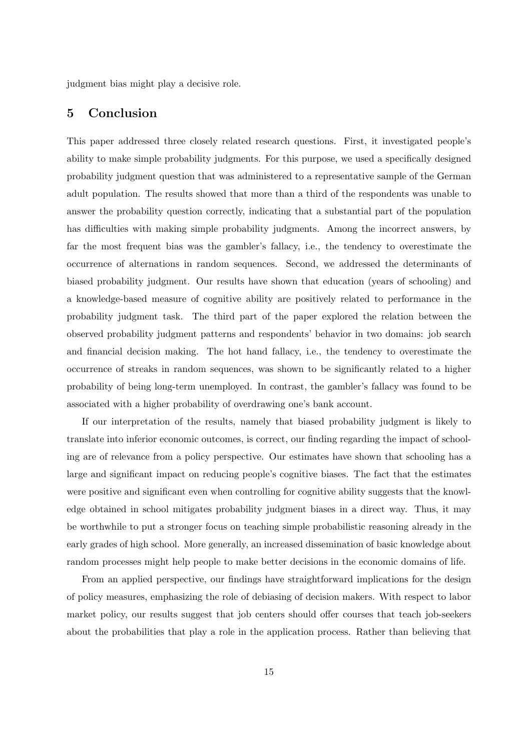judgment bias might play a decisive role.

## 5 Conclusion

This paper addressed three closely related research questions. First, it investigated people's ability to make simple probability judgments. For this purpose, we used a specifically designed probability judgment question that was administered to a representative sample of the German adult population. The results showed that more than a third of the respondents was unable to answer the probability question correctly, indicating that a substantial part of the population has difficulties with making simple probability judgments. Among the incorrect answers, by far the most frequent bias was the gambler's fallacy, i.e., the tendency to overestimate the occurrence of alternations in random sequences. Second, we addressed the determinants of biased probability judgment. Our results have shown that education (years of schooling) and a knowledge-based measure of cognitive ability are positively related to performance in the probability judgment task. The third part of the paper explored the relation between the observed probability judgment patterns and respondents' behavior in two domains: job search and financial decision making. The hot hand fallacy, i.e., the tendency to overestimate the occurrence of streaks in random sequences, was shown to be significantly related to a higher probability of being long-term unemployed. In contrast, the gambler's fallacy was found to be associated with a higher probability of overdrawing one's bank account.

If our interpretation of the results, namely that biased probability judgment is likely to translate into inferior economic outcomes, is correct, our finding regarding the impact of schooling are of relevance from a policy perspective. Our estimates have shown that schooling has a large and significant impact on reducing people's cognitive biases. The fact that the estimates were positive and significant even when controlling for cognitive ability suggests that the knowledge obtained in school mitigates probability judgment biases in a direct way. Thus, it may be worthwhile to put a stronger focus on teaching simple probabilistic reasoning already in the early grades of high school. More generally, an increased dissemination of basic knowledge about random processes might help people to make better decisions in the economic domains of life.

From an applied perspective, our findings have straightforward implications for the design of policy measures, emphasizing the role of debiasing of decision makers. With respect to labor market policy, our results suggest that job centers should offer courses that teach job-seekers about the probabilities that play a role in the application process. Rather than believing that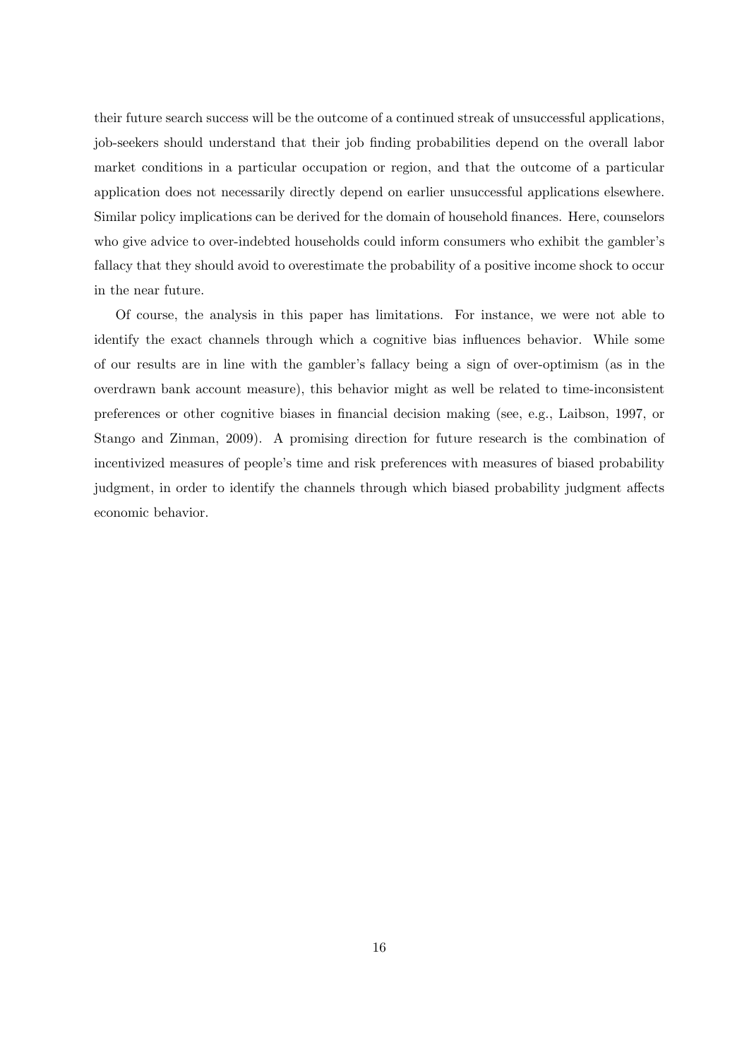their future search success will be the outcome of a continued streak of unsuccessful applications, job-seekers should understand that their job finding probabilities depend on the overall labor market conditions in a particular occupation or region, and that the outcome of a particular application does not necessarily directly depend on earlier unsuccessful applications elsewhere. Similar policy implications can be derived for the domain of household finances. Here, counselors who give advice to over-indebted households could inform consumers who exhibit the gambler's fallacy that they should avoid to overestimate the probability of a positive income shock to occur in the near future.

Of course, the analysis in this paper has limitations. For instance, we were not able to identify the exact channels through which a cognitive bias influences behavior. While some of our results are in line with the gambler's fallacy being a sign of over-optimism (as in the overdrawn bank account measure), this behavior might as well be related to time-inconsistent preferences or other cognitive biases in financial decision making (see, e.g., Laibson, 1997, or Stango and Zinman, 2009). A promising direction for future research is the combination of incentivized measures of people's time and risk preferences with measures of biased probability judgment, in order to identify the channels through which biased probability judgment affects economic behavior.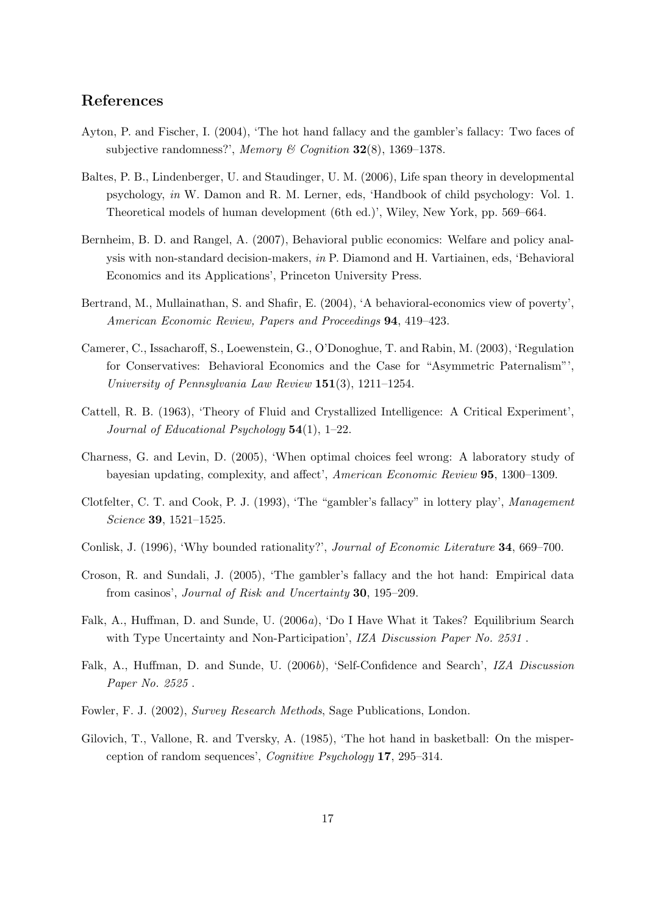## References

Ayton, P. and Fischer, I. (2004), 'The hot hand fallacy and the gambler's fallacy: Two faces of subjective randomness?', *Memory & Cognition* **32**(8), 1369–1378.

Baltes, P. B., Lindenberger, U. and Staudinger, U. M. (2006), Life span theory in developmental psychology, *in* W. Damon and R. M. Lerner, eds, 'Handbook of child psychology: Vol. 1. Theoretical models of human development (6th ed.)', Wiley, New York, pp. 569–664.

Bernheim, B. D. and Rangel, A. (2007), Behavioral public economics: Welfare and policy analysis with non-standard decision-makers, *in* P. Diamond and H. Vartiainen, eds, 'Behavioral Economics and its Applications', Princeton University Press.

Bertrand, M., Mullainathan, S. and Shafir, E. (2004), 'A behavioral-economics view of poverty', *American Economic Review, Papers and Proceedings* **94**, 419–423.

Camerer, C., Issacharoff, S., Loewenstein, G., O'Donoghue, T. and Rabin, M. (2003), 'Regulation for Conservatives: Behavioral Economics and the Case for "Asymmetric Paternalism"', *University of Pennsylvania Law Review* **151**(3), 1211–1254.

Cattell, R. B. (1963), 'Theory of Fluid and Crystallized Intelligence: A Critical Experiment', *Journal of Educational Psychology* **54**(1), 1–22.

Charness, G. and Levin, D. (2005), 'When optimal choices feel wrong: A laboratory study of bayesian updating, complexity, and affect', *American Economic Review* **95**, 1300–1309.

Clotfelter, C. T. and Cook, P. J. (1993), 'The "gambler's fallacy" in lottery play', *Management Science* **39**, 1521–1525.

Conlisk, J. (1996), 'Why bounded rationality?', *Journal of Economic Literature* **34**, 669–700.

Croson, R. and Sundali, J. (2005), 'The gambler's fallacy and the hot hand: Empirical data from casinos', *Journal of Risk and Uncertainty* **30**, 195–209.

Falk, A., Huffman, D. and Sunde, U. (2006*a*), 'Do I Have What it Takes? Equilibrium Search with Type Uncertainty and Non-Participation', *IZA Discussion Paper No. 2531* .

Falk, A., Huffman, D. and Sunde, U. (2006*b*), 'Self-Confidence and Search', *IZA Discussion Paper No. 2525* .

Fowler, F. J. (2002), *Survey Research Methods*, Sage Publications, London.

Gilovich, T., Vallone, R. and Tversky, A. (1985), 'The hot hand in basketball: On the misperception of random sequences', *Cognitive Psychology* **17**, 295–314.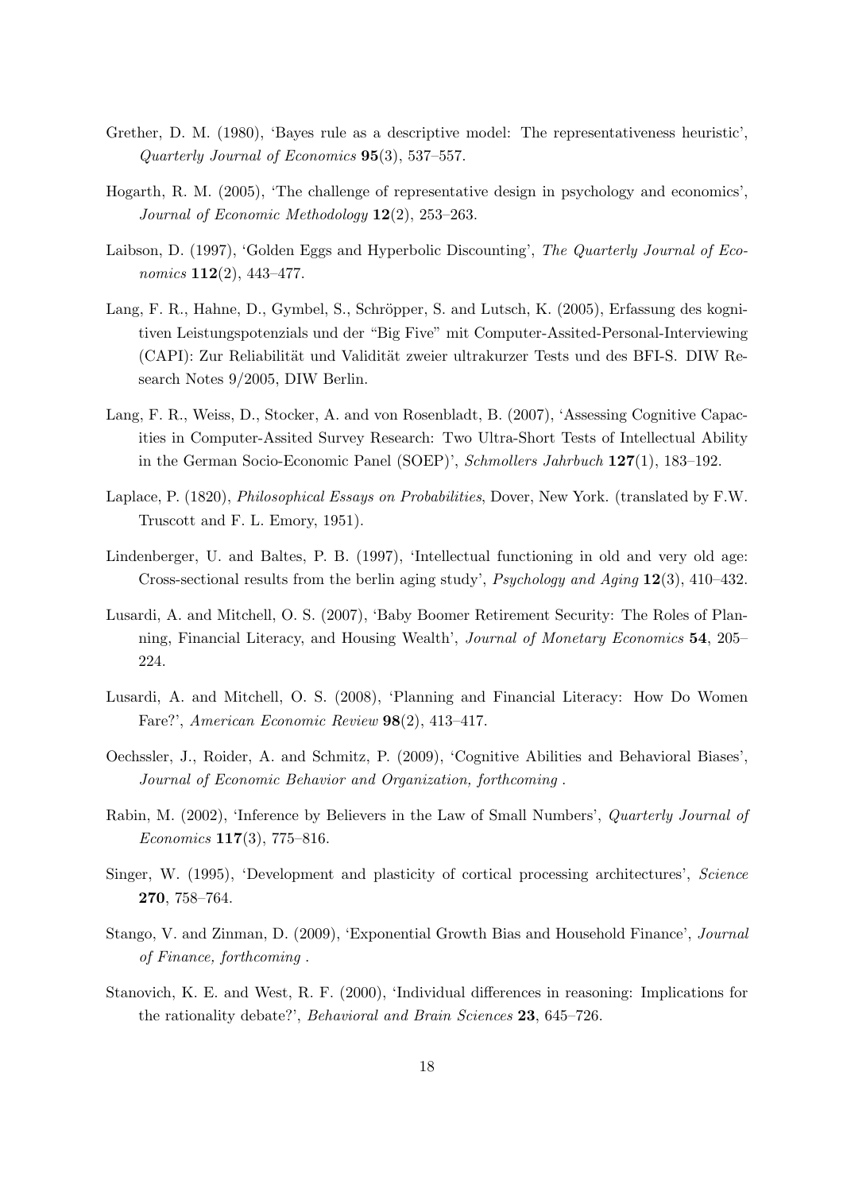Grether, D. M. (1980), 'Bayes rule as a descriptive model: The representativeness heuristic', *Quarterly Journal of Economics* **95**(3), 537–557.

Hogarth, R. M. (2005), 'The challenge of representative design in psychology and economics', *Journal of Economic Methodology* **12**(2), 253–263.

Laibson, D. (1997), 'Golden Eggs and Hyperbolic Discounting', *The Quarterly Journal of Economics* **112**(2), 443–477.

Lang, F. R., Hahne, D., Gymbel, S., Schröpper, S. and Lutsch, K. (2005), Erfassung des kognitiven Leistungspotenzials und der "Big Five" mit Computer-Assited-Personal-Interviewing (CAPI): Zur Reliabilität und Validität zweier ultrakurzer Tests und des BFI-S. DIW Research Notes 9/2005, DIW Berlin.

Lang, F. R., Weiss, D., Stocker, A. and von Rosenbladt, B. (2007), 'Assessing Cognitive Capacities in Computer-Assited Survey Research: Two Ultra-Short Tests of Intellectual Ability in the German Socio-Economic Panel (SOEP)', *Schmollers Jahrbuch* **127**(1), 183–192.

Laplace, P. (1820), *Philosophical Essays on Probabilities*, Dover, New York. (translated by F.W. Truscott and F. L. Emory, 1951).

Lindenberger, U. and Baltes, P. B. (1997), 'Intellectual functioning in old and very old age: Cross-sectional results from the berlin aging study', *Psychology and Aging* **12**(3), 410–432.

Lusardi, A. and Mitchell, O. S. (2007), 'Baby Boomer Retirement Security: The Roles of Planning, Financial Literacy, and Housing Wealth', *Journal of Monetary Economics* **54**, 205–224.

Lusardi, A. and Mitchell, O. S. (2008), 'Planning and Financial Literacy: How Do Women Fare?', *American Economic Review* **98**(2), 413–417.

Oechssler, J., Roider, A. and Schmitz, P. (2009), 'Cognitive Abilities and Behavioral Biases', *Journal of Economic Behavior and Organization, forthcoming* .

Rabin, M. (2002), 'Inference by Believers in the Law of Small Numbers', *Quarterly Journal of Economics* **117**(3), 775–816.

Singer, W. (1995), 'Development and plasticity of cortical processing architectures', *Science* **270**, 758–764.

Stango, V. and Zinman, D. (2009), 'Exponential Growth Bias and Household Finance', *Journal of Finance, forthcoming* .

Stanovich, K. E. and West, R. F. (2000), 'Individual differences in reasoning: Implications for the rationality debate?', *Behavioral and Brain Sciences* **23**, 645–726.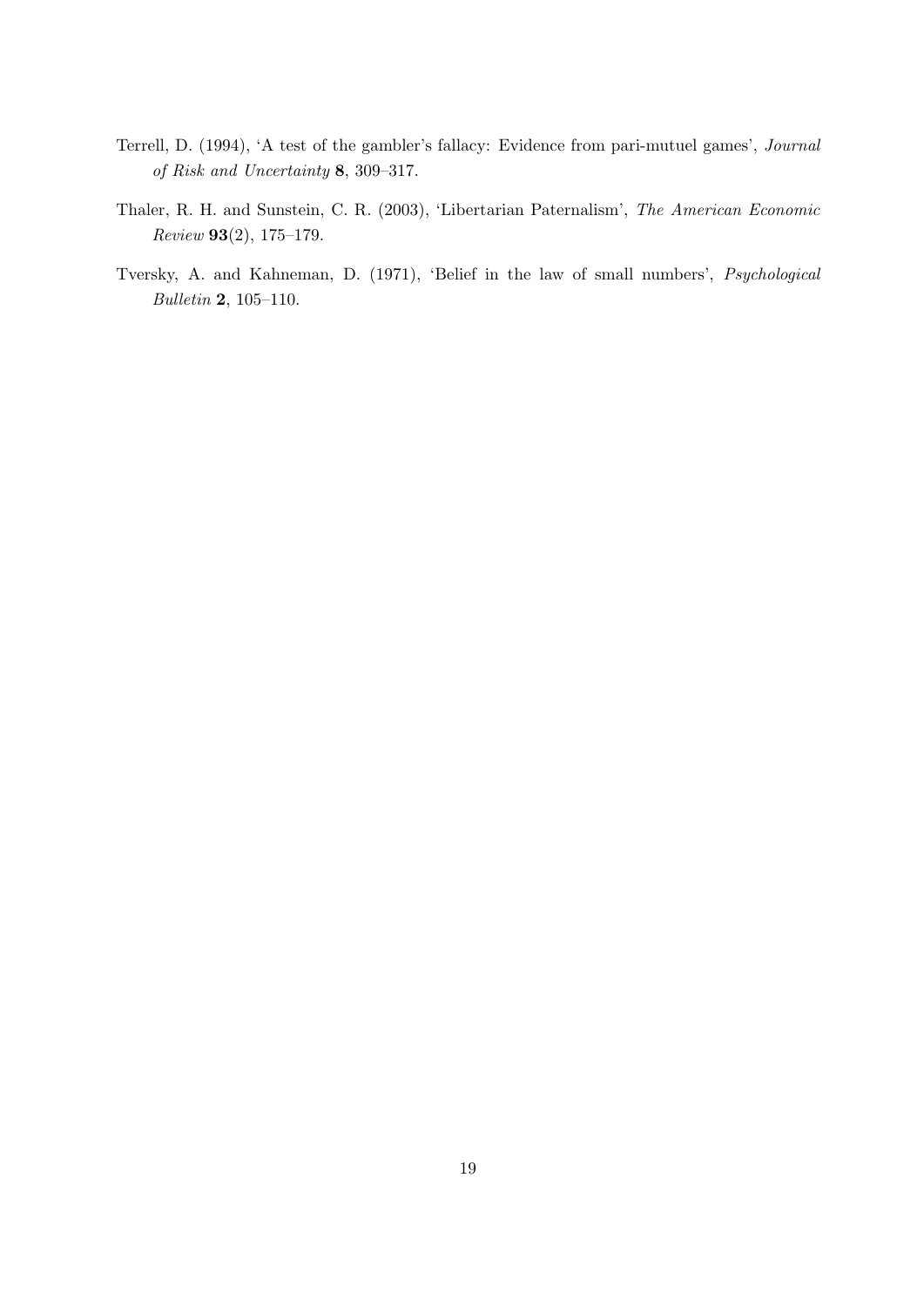Terrell, D. (1994), 'A test of the gambler's fallacy: Evidence from pari-mutuel games', *Journal of Risk and Uncertainty* **8**, 309–317.

Thaler, R. H. and Sunstein, C. R. (2003), 'Libertarian Paternalism', *The American Economic Review* **93**(2), 175–179.

Tversky, A. and Kahneman, D. (1971), 'Belief in the law of small numbers', *Psychological Bulletin* **2**, 105–110.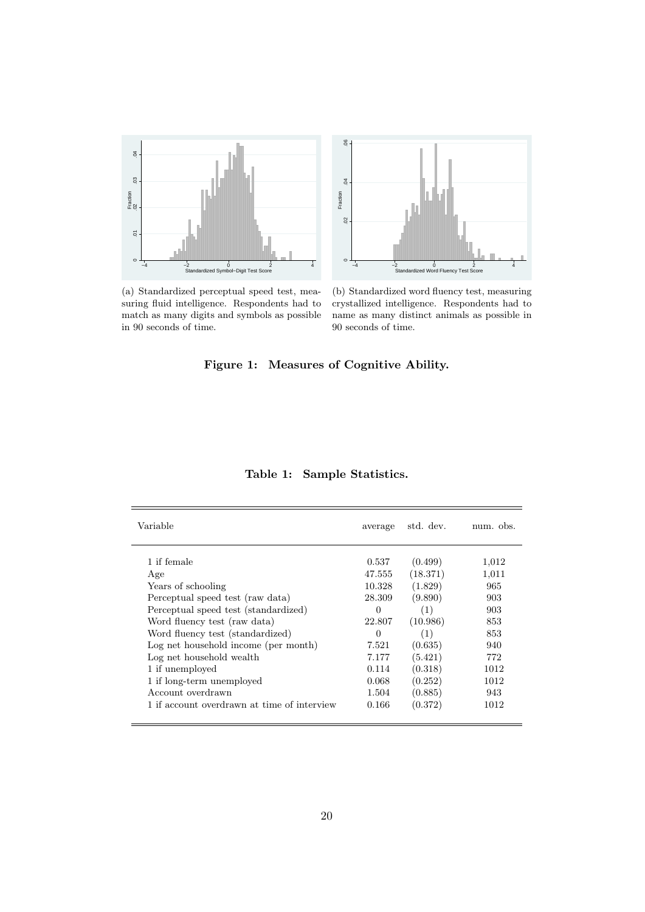(a) Standardized perceptual speed test, measuring fluid intelligence. Respondents had to match as many digits and symbols as possible in 90 seconds of time.

(b) Standardized word fluency test, measuring crystallized intelligence. Respondents had to name as many distinct animals as possible in 90 seconds of time.

**Figure 1: Measures of Cognitive Ability.**

**Table 1: Sample Statistics.**

| Variable | average | std. dev. | num. obs. |
|---|---|---|---|
| 1 if female | 0.537 | (0.499) | 1,012 |
| Age | 47.555 | (18.371) | 1,011 |
| Years of schooling | 10.328 | (1.829) | 965 |
| Perceptual speed test (raw data) | 28.309 | (9.890) | 903 |
| Perceptual speed test (standardized) | 0 | (1) | 903 |
| Word fluency test (raw data) | 22.807 | (10.986) | 853 |
| Word fluency test (standardized) | 0 | (1) | 853 |
| Log net household income (per month) | 7.521 | (0.635) | 940 |
| Log net household wealth | 7.177 | (5.421) | 772 |
| 1 if unemployed | 0.114 | (0.318) | 1012 |
| 1 if long-term unemployed | 0.068 | (0.252) | 1012 |
| Account overdrawn | 1.504 | (0.885) | 943 |
| 1 if account overdrawn at time of interview | 0.166 | (0.372) | 1012 |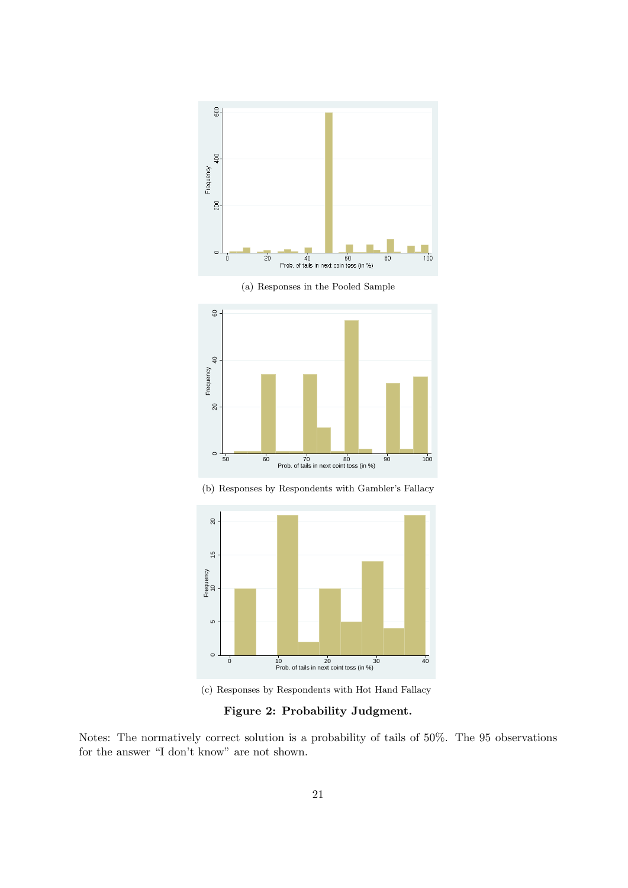(a) Responses in the Pooled Sample

(b) Responses by Respondents with Gambler's Fallacy

(c) Responses by Respondents with Hot Hand Fallacy

**Figure 2: Probability Judgment.**

Notes: The normatively correct solution is a probability of tails of 50%. The 95 observations for the answer "I don't know" are not shown.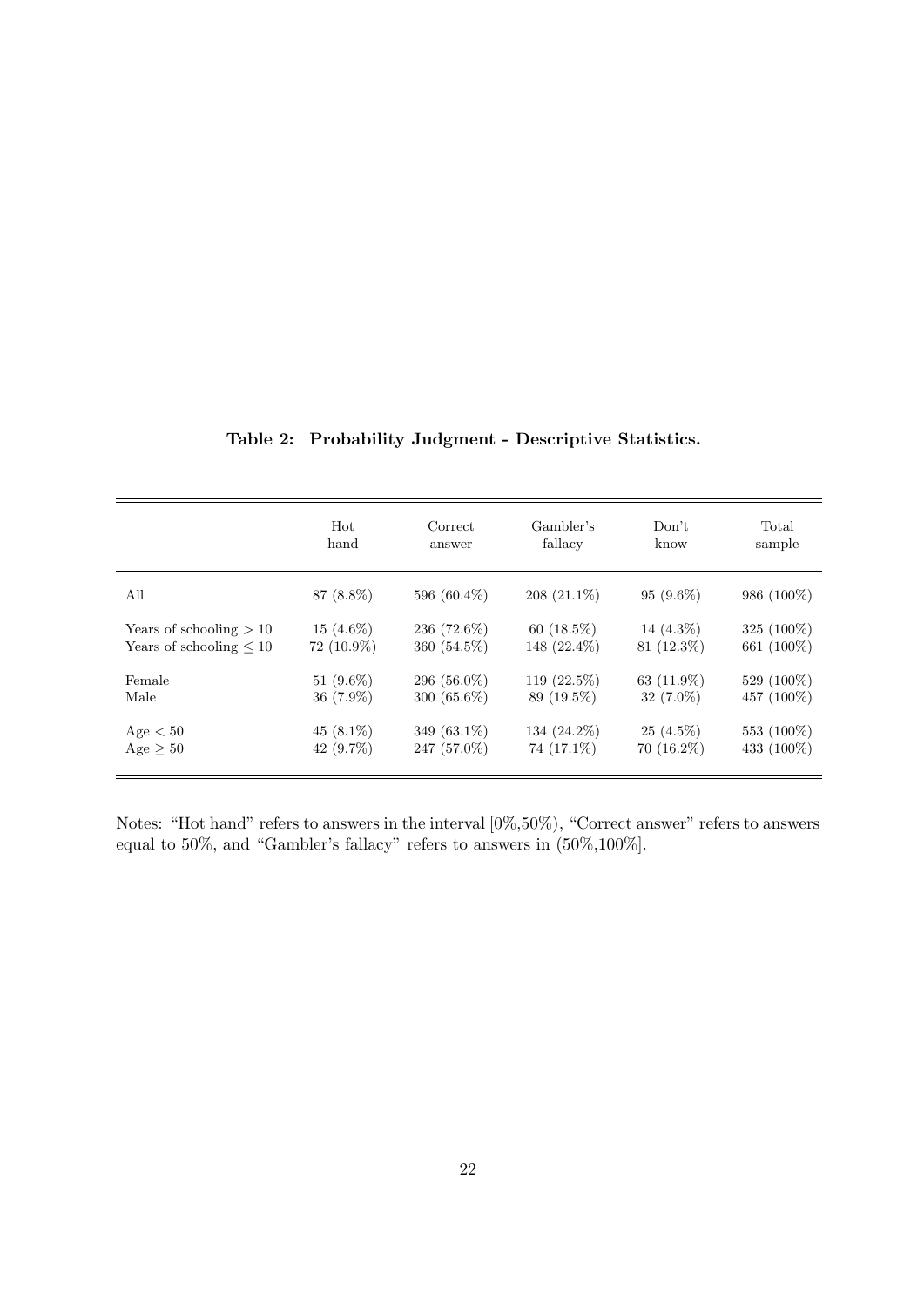**Table 2: Probability Judgment - Descriptive Statistics.**

| | Hot hand | Correct answer | Gambler's fallacy | Don't know | Total sample |
|---|---|---|---|---|---|
| All | 87 (8.8%) | 596 (60.4%) | 208 (21.1%) | 95 (9.6%) | 986 (100%) |
| Years of schooling $> 10$ | 15 (4.6%) | 236 (72.6%) | 60 (18.5%) | 14 (4.3%) | 325 (100%) |
| Years of schooling $\leq 10$ | 72 (10.9%) | 360 (54.5%) | 148 (22.4%) | 81 (12.3%) | 661 (100%) |
| Female | 51 (9.6%) | 296 (56.0%) | 119 (22.5%) | 63 (11.9%) | 529 (100%) |
| Male | 36 (7.9%) | 300 (65.6%) | 89 (19.5%) | 32 (7.0%) | 457 (100%) |
| Age $< 50$ | 45 (8.1%) | 349 (63.1%) | 134 (24.2%) | 25 (4.5%) | 553 (100%) |
| Age $\geq 50$ | 42 (9.7%) | 247 (57.0%) | 74 (17.1%) | 70 (16.2%) | 433 (100%) |

Notes: "Hot hand" refers to answers in the interval [0%,50%), "Correct answer" refers to answers equal to 50%, and "Gambler's fallacy" refers to answers in (50%,100%].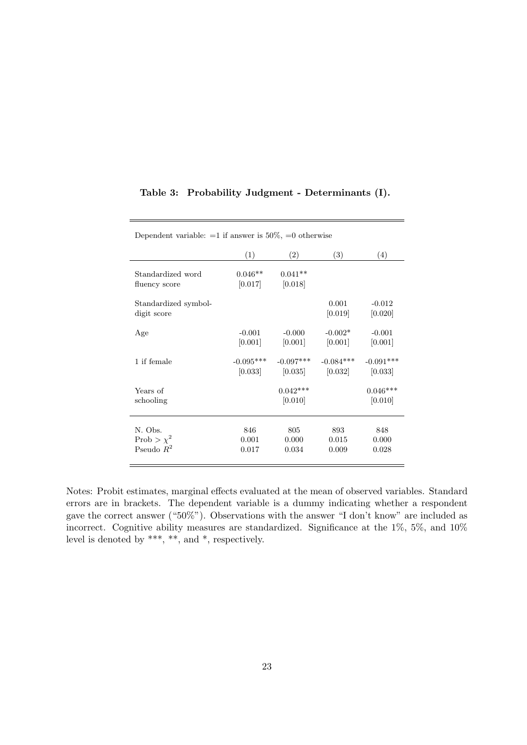**Table 3: Probability Judgment - Determinants (I).**

| Dependent variable: =1 if answer is 50%, =0 otherwise | | | | |
|---|---|---|---|---|
| | (1) | (2) | (3) | (4) |
| Standardized word fluency score | 0.046** | 0.041** | | |
| | [0.017] | [0.018] | | |
| Standardized symbol-digit score | | | 0.001 | -0.012 |
| | | | [0.019] | [0.020] |
| Age | -0.001 | -0.000 | -0.002* | -0.001 |
| | [0.001] | [0.001] | [0.001] | [0.001] |
| 1 if female | -0.095*** | -0.097*** | -0.084*** | -0.091*** |
| | [0.033] | [0.035] | [0.032] | [0.033] |
| Years of schooling | | 0.042*** | | 0.046*** |
| | | [0.010] | | [0.010] |
| N. Obs. | 846 | 805 | 893 | 848 |
| Prob > $\chi^2$ | 0.001 | 0.000 | 0.015 | 0.000 |
| Pseudo $R^2$ | 0.017 | 0.034 | 0.009 | 0.028 |

Notes: Probit estimates, marginal effects evaluated at the mean of observed variables. Standard errors are in brackets. The dependent variable is a dummy indicating whether a respondent gave the correct answer ("50%"). Observations with the answer "I don't know" are included as incorrect. Cognitive ability measures are standardized. Significance at the 1%, 5%, and 10% level is denoted by ***, **, and *, respectively.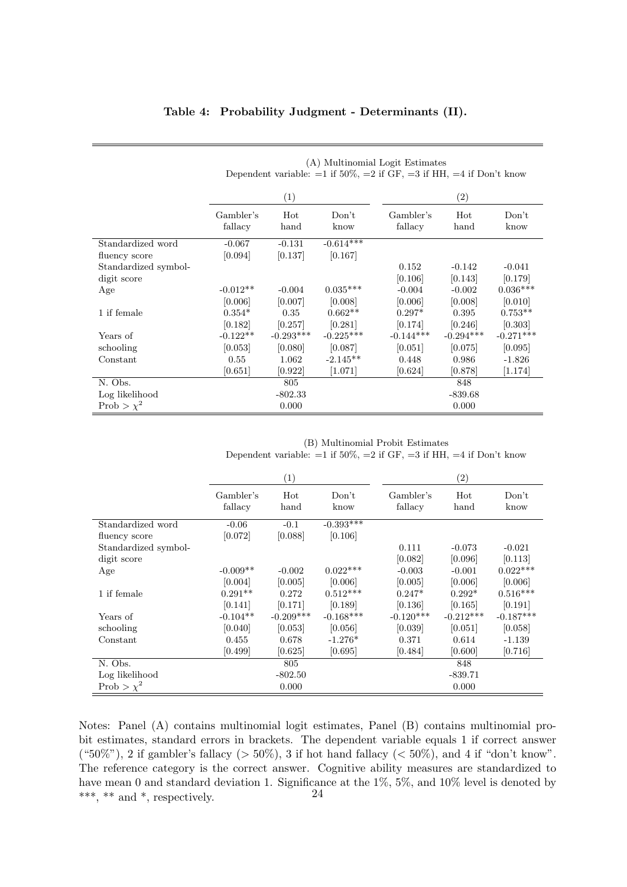**Table 4: Probability Judgment - Determinants (II).**

(A) Multinomial Logit Estimates
Dependent variable: =1 if 50%, =2 if GF, =3 if HH, =4 if Don't know

| | (1) | | | (2) | | |
|---|---|---|---|---|---|---|
| | Gambler's fallacy | Hot hand | Don't know | Gambler's fallacy | Hot hand | Don't know |
| Standardized word fluency score | -0.067 | -0.131 | -0.614*** | | | |
| | [0.094] | [0.137] | [0.167] | | | |
| Standardized symbol-digit score | | | | 0.152 | -0.142 | -0.041 |
| | | | | [0.106] | [0.143] | [0.179] |
| Age | -0.012** | -0.004 | 0.035*** | -0.004 | -0.002 | 0.036*** |
| | [0.006] | [0.007] | [0.008] | [0.006] | [0.008] | [0.010] |
| 1 if female | 0.354* | 0.35 | 0.662** | 0.297* | 0.395 | 0.753** |
| | [0.182] | [0.257] | [0.281] | [0.174] | [0.246] | [0.303] |
| Years of schooling | -0.122** | -0.293*** | -0.225*** | -0.144*** | -0.294*** | -0.271*** |
| | [0.053] | [0.080] | [0.087] | [0.051] | [0.075] | [0.095] |
| Constant | 0.55 | 1.062 | -2.145** | 0.448 | 0.986 | -1.826 |
| | [0.651] | [0.922] | [1.071] | [0.624] | [0.878] | [1.174] |
| N. Obs. | | 805 | | | 848 | |
| Log likelihood | | -802.33 | | | -839.68 | |
| Prob > $\chi^2$ | | 0.000 | | | 0.000 | |

(B) Multinomial Probit Estimates
Dependent variable: =1 if 50%, =2 if GF, =3 if HH, =4 if Don't know

| | (1) | | | (2) | | |
|---|---|---|---|---|---|---|
| | Gambler's fallacy | Hot hand | Don't know | Gambler's fallacy | Hot hand | Don't know |
| Standardized word fluency score | -0.06 | -0.1 | -0.393*** | | | |
| | [0.072] | [0.088] | [0.106] | | | |
| Standardized symbol-digit score | | | | 0.111 | -0.073 | -0.021 |
| | | | | [0.082] | [0.096] | [0.113] |
| Age | -0.009** | -0.002 | 0.022*** | -0.003 | -0.001 | 0.022*** |
| | [0.004] | [0.005] | [0.006] | [0.005] | [0.006] | [0.006] |
| 1 if female | 0.291** | 0.272 | 0.512*** | 0.247* | 0.292* | 0.516*** |
| | [0.141] | [0.171] | [0.189] | [0.136] | [0.165] | [0.191] |
| Years of schooling | -0.104** | -0.209*** | -0.168*** | -0.120*** | -0.212*** | -0.187*** |
| | [0.040] | [0.053] | [0.056] | [0.039] | [0.051] | [0.058] |
| Constant | 0.455 | 0.678 | -1.276* | 0.371 | 0.614 | -1.139 |
| | [0.499] | [0.625] | [0.695] | [0.484] | [0.600] | [0.716] |
| N. Obs. | | 805 | | | 848 | |
| Log likelihood | | -802.50 | | | -839.71 | |
| Prob > $\chi^2$ | | 0.000 | | | 0.000 | |

Notes: Panel (A) contains multinomial logit estimates, Panel (B) contains multinomial probit estimates, standard errors in brackets. The dependent variable equals 1 if correct answer ("50%"), 2 if gambler's fallacy (> 50%), 3 if hot hand fallacy (< 50%), and 4 if "don't know". The reference category is the correct answer. Cognitive ability measures are standardized to have mean 0 and standard deviation 1. Significance at the 1%, 5%, and 10% level is denoted by ***, ** and *, respectively.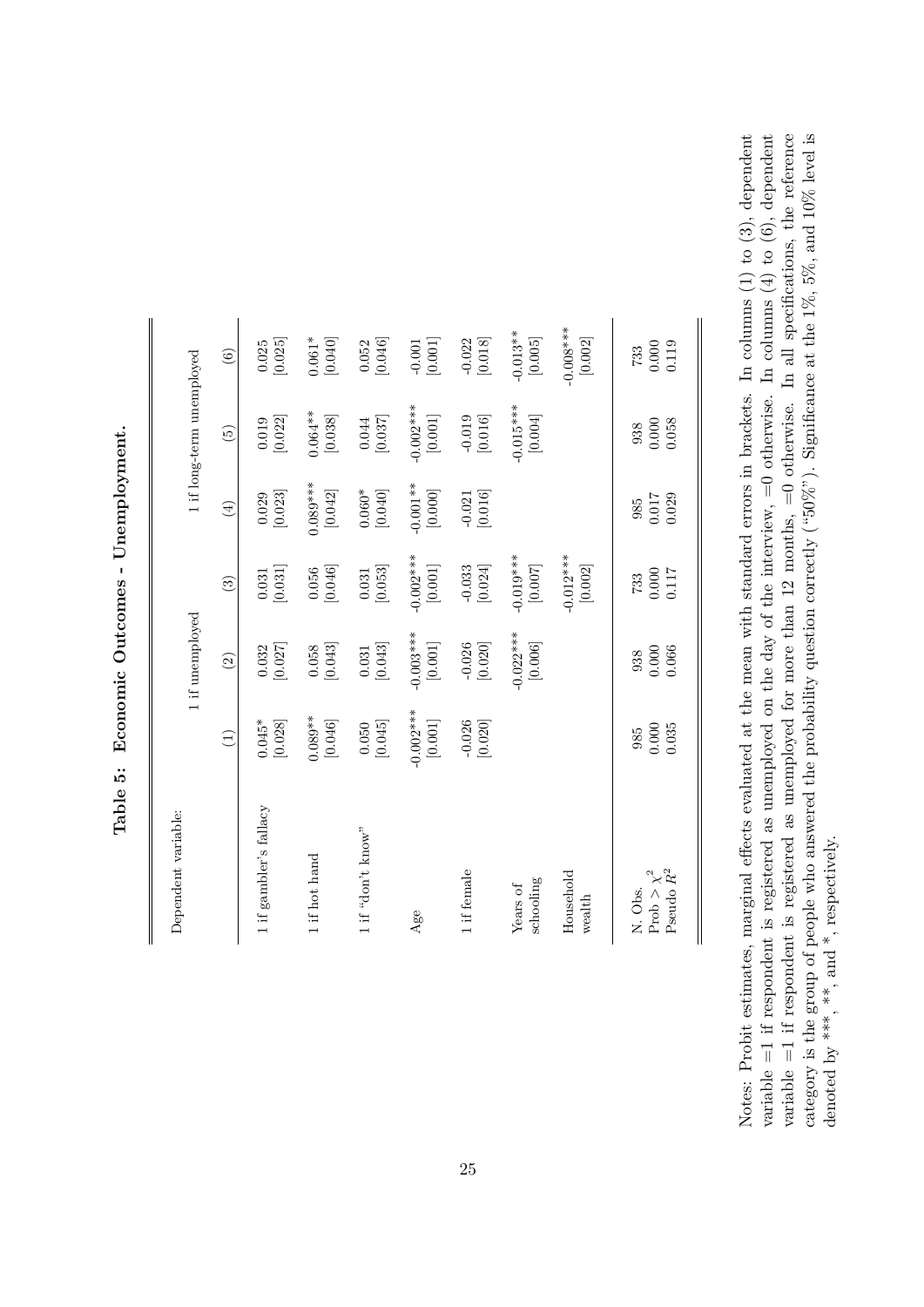# Table 5: Economic Outcomes - Unemployment.

| Dependent variable: | 1 if unemployed | | | 1 if long-term unemployed | | |
|---|---|---|---|---|---|---|
| | (1) | (2) | (3) | (4) | (5) | (6) |
| 1 if gambler's fallacy | 0.045* | 0.032 | 0.031 | 0.029 | 0.019 | 0.025 |
| | [0.028] | [0.027] | [0.031] | [0.023] | [0.022] | [0.025] |
| 1 if hot hand | 0.089** | 0.058 | 0.056 | 0.089*** | 0.064** | 0.061* |
| | [0.046] | [0.043] | [0.046] | [0.042] | [0.038] | [0.040] |
| 1 if "don't know" | 0.050 | 0.031 | 0.031 | 0.060* | 0.044 | 0.052 |
| | [0.045] | [0.043] | [0.053] | [0.040] | [0.037] | [0.046] |
| Age | -0.002*** | -0.003*** | -0.002*** | -0.001** | -0.002*** | -0.001 |
| | [0.001] | [0.001] | [0.001] | [0.000] | [0.001] | [0.001] |
| 1 if female | -0.026 | -0.026 | -0.033 | -0.021 | -0.019 | -0.022 |
| | [0.020] | [0.020] | [0.024] | [0.016] | [0.016] | [0.018] |
| Years of schooling | | -0.022*** | -0.019*** | | -0.015*** | -0.013** |
| | | [0.006] | [0.007] | | [0.004] | [0.005] |
| Household wealth | | | -0.012*** | | | -0.008*** |
| | | | [0.002] | | | [0.002] |
| N. Obs. | 985 | 938 | 733 | 985 | 938 | 733 |
| Prob $> \chi^2$ | 0.000 | 0.000 | 0.000 | 0.017 | 0.000 | 0.000 |
| Pseudo $R^2$ | 0.035 | 0.066 | 0.117 | 0.029 | 0.058 | 0.119 |

Notes: Probit estimates, marginal effects evaluated at the mean with standard errors in brackets. In columns (1) to (3), dependent variable =1 if respondent is registered as unemployed on the day of the interview, =0 otherwise. In columns (4) to (6), dependent variable =1 if respondent is registered as unemployed for more than 12 months, =0 otherwise. In all specifications, the reference category is the group of people who answered the probability question correctly ("50%"). Significance at the 1%, 5%, and 10% level is denoted by ***, **, and *, respectively.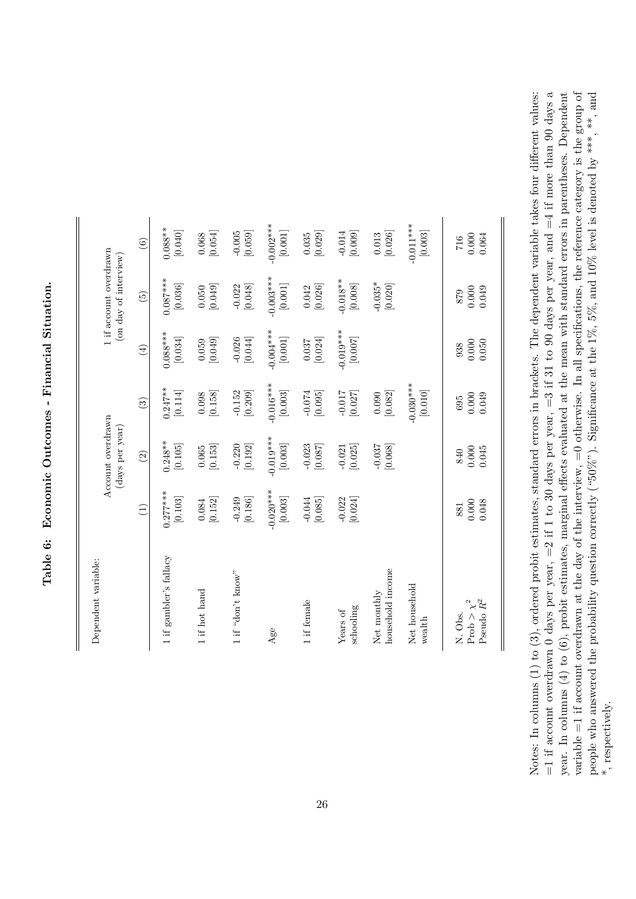**Table 6: Economic Outcomes - Financial Situation.**

| Dependent variable: | Account overdrawn (days per year) | | | 1 if account overdrawn (on day of interview) | | |
|---|---|---|---|---|---|---|
| | (1) | (2) | (3) | (4) | (5) | (6) |
| 1 if gambler's fallacy | 0.277*** | 0.248** | 0.247** | 0.088*** | 0.087*** | 0.088** |
| | [0.103] | [0.105] | [0.114] | [0.034] | [0.036] | [0.040] |
| 1 if hot hand | 0.084 | 0.065 | 0.098 | 0.059 | 0.050 | 0.068 |
| | [0.152] | [0.153] | [0.158] | [0.049] | [0.049] | [0.054] |
| 1 if "don't know" | -0.249 | -0.220 | -0.152 | -0.026 | -0.022 | -0.005 |
| | [0.186] | [0.192] | [0.209] | [0.044] | [0.048] | [0.059] |
| Age | -0.020*** | -0.019*** | -0.016*** | -0.004*** | -0.003*** | -0.002*** |
| | [0.003] | [0.003] | [0.003] | [0.001] | [0.001] | [0.001] |
| 1 if female | -0.044 | -0.023 | -0.074 | 0.037 | 0.042 | 0.035 |
| | [0.085] | [0.087] | [0.095] | [0.024] | [0.026] | [0.029] |
| Years of schooling | -0.022 | -0.021 | -0.017 | -0.019*** | -0.018** | -0.014 |
| | [0.024] | [0.025] | [0.027] | [0.007] | [0.008] | [0.009] |
| Net monthly household income | | -0.037 | 0.090 | | -0.035* | 0.013 |
| | | [0.068] | [0.082] | | [0.020] | [0.026] |
| Net household wealth | | | -0.030*** | | | -0.011*** |
| | | | [0.010] | | | [0.003] |
| N. Obs. | 881 | 840 | 695 | 938 | 879 | 716 |
| Prob > $\chi^2$ | 0.000 | 0.000 | 0.000 | 0.000 | 0.000 | 0.000 |
| Pseudo $R^2$ | 0.048 | 0.045 | 0.049 | 0.050 | 0.049 | 0.064 |

Notes: In columns (1) to (3), ordered probit estimates, standard errors in brackets. The dependent variable takes four different values: =1 if account overdrawn 0 days per year, =2 if 1 to 30 days per year, =3 if 31 to 90 days per year, and =4 if more than 90 days a year. In columns (4) to (6), probit estimates, marginal effects evaluated at the mean with standard errors in parentheses. Dependent variable =1 if account overdrawn at the day of the interview, =0 otherwise. In all specifications, the reference category is the group of people who answered the probability question correctly ("50%"). Significance at the 1%, 5%, and 10% level is denoted by ***, **, and *, respectively.